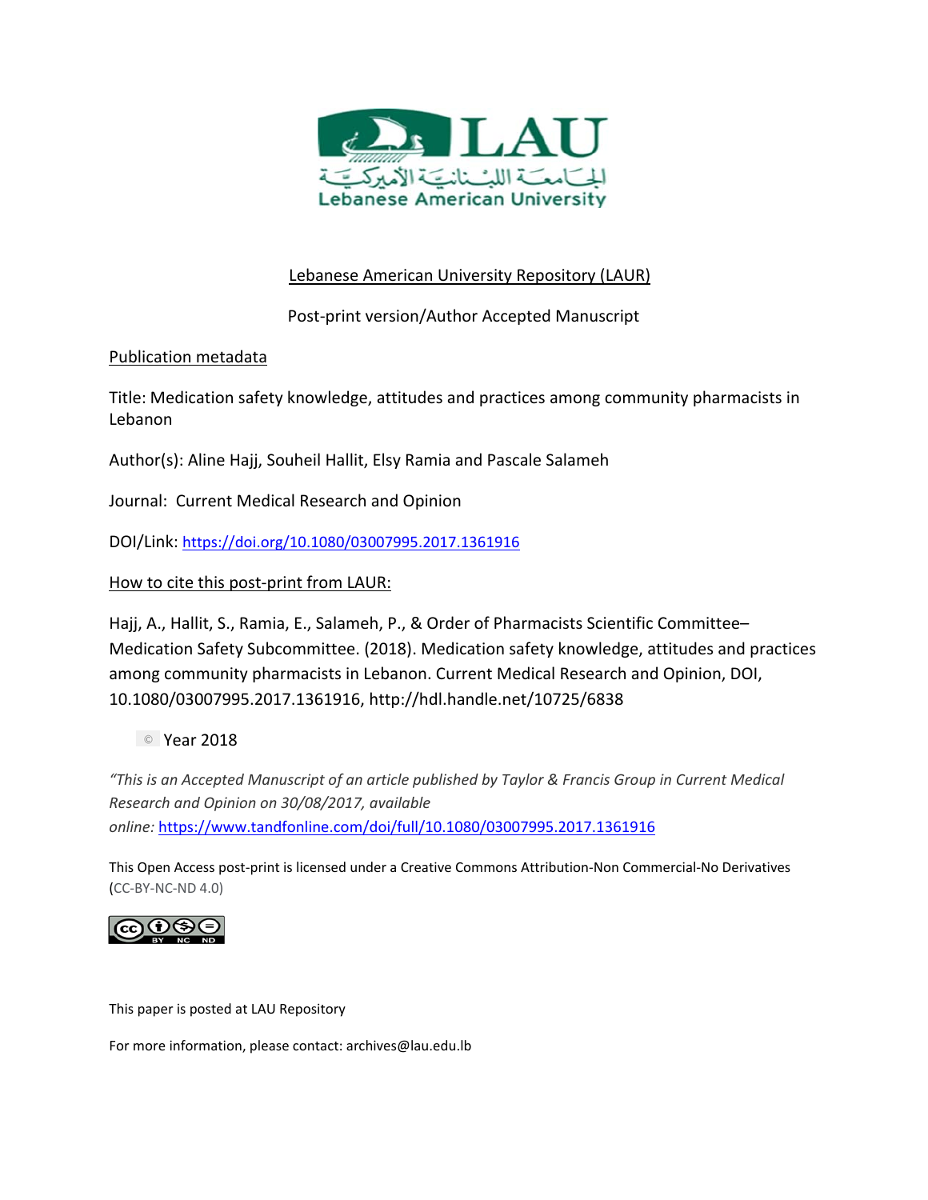LAU

الجامعة اللبنانية الأميركية

Lebanese American University

Lebanese American University Repository (LAUR)

Post-print version/Author Accepted Manuscript

Publication metadata

Title: Medication safety knowledge, attitudes and practices among community pharmacists in Lebanon

Author(s): Aline Hajj, Souheil Hallit, Elsy Ramia and Pascale Salameh

Journal: Current Medical Research and Opinion

DOI/Link: https://doi.org/10.1080/03007995.2017.1361916

How to cite this post-print from LAUR:

Hajj, A., Hallit, S., Ramia, E., Salameh, P., & Order of Pharmacists Scientific Committee–Medication Safety Subcommittee. (2018). Medication safety knowledge, attitudes and practices among community pharmacists in Lebanon. Current Medical Research and Opinion, DOI, 10.1080/03007995.2017.1361916, http://hdl.handle.net/10725/6838

© Year 2018

*"This is an Accepted Manuscript of an article published by Taylor & Francis Group in Current Medical Research and Opinion on 30/08/2017, available online:* https://www.tandfonline.com/doi/full/10.1080/03007995.2017.1361916

This Open Access post-print is licensed under a Creative Commons Attribution-Non Commercial-No Derivatives (CC-BY-NC-ND 4.0)

This paper is posted at LAU Repository

For more information, please contact: archives@lau.edu.lb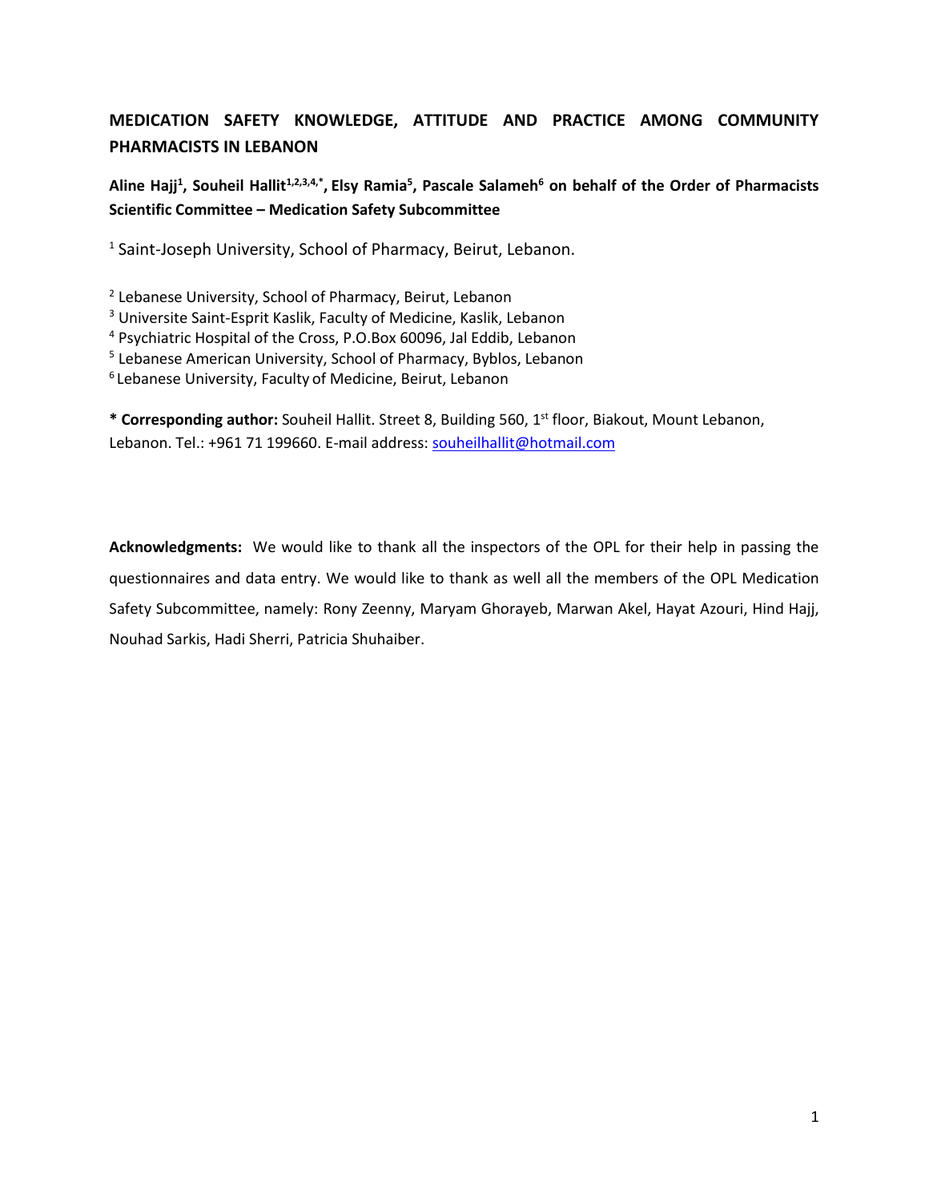**MEDICATION SAFETY KNOWLEDGE, ATTITUDE AND PRACTICE AMONG COMMUNITY PHARMACISTS IN LEBANON**

**Aline Hajj[1], Souheil Hallit[1,2,3,4,*], Elsy Ramia[5], Pascale Salameh[6] on behalf of the Order of Pharmacists Scientific Committee – Medication Safety Subcommittee**

[1] Saint-Joseph University, School of Pharmacy, Beirut, Lebanon.

[2] Lebanese University, School of Pharmacy, Beirut, Lebanon

[3] Universite Saint-Esprit Kaslik, Faculty of Medicine, Kaslik, Lebanon

[4] Psychiatric Hospital of the Cross, P.O.Box 60096, Jal Eddib, Lebanon

[5] Lebanese American University, School of Pharmacy, Byblos, Lebanon

[6] Lebanese University, Faculty of Medicine, Beirut, Lebanon

**\* Corresponding author:** Souheil Hallit. Street 8, Building 560, 1st floor, Biakout, Mount Lebanon, Lebanon. Tel.: +961 71 199660. E-mail address: souheilhallit@hotmail.com

**Acknowledgments:** We would like to thank all the inspectors of the OPL for their help in passing the questionnaires and data entry. We would like to thank as well all the members of the OPL Medication Safety Subcommittee, namely: Rony Zeenny, Maryam Ghorayeb, Marwan Akel, Hayat Azouri, Hind Hajj, Nouhad Sarkis, Hadi Sherri, Patricia Shuhaiber.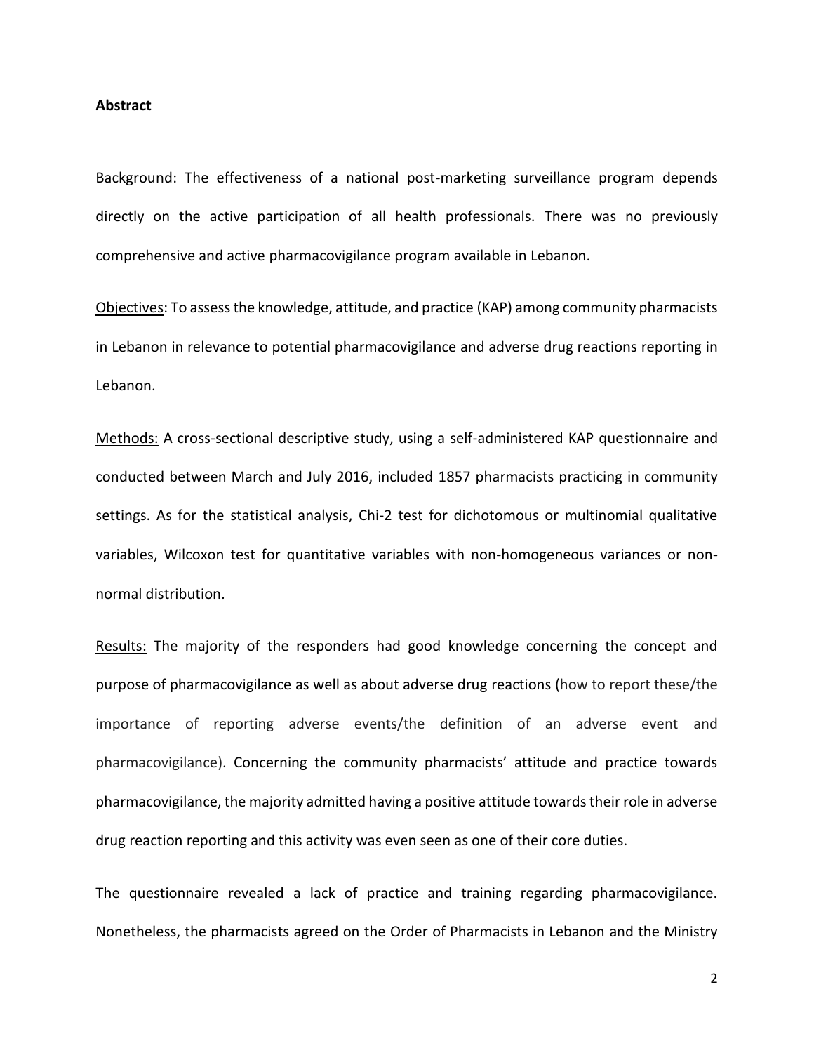**Abstract**

Background: The effectiveness of a national post-marketing surveillance program depends directly on the active participation of all health professionals. There was no previously comprehensive and active pharmacovigilance program available in Lebanon.

Objectives: To assess the knowledge, attitude, and practice (KAP) among community pharmacists in Lebanon in relevance to potential pharmacovigilance and adverse drug reactions reporting in Lebanon.

Methods: A cross-sectional descriptive study, using a self-administered KAP questionnaire and conducted between March and July 2016, included 1857 pharmacists practicing in community settings. As for the statistical analysis, Chi-2 test for dichotomous or multinomial qualitative variables, Wilcoxon test for quantitative variables with non-homogeneous variances or non-normal distribution.

Results: The majority of the responders had good knowledge concerning the concept and purpose of pharmacovigilance as well as about adverse drug reactions (how to report these/the importance of reporting adverse events/the definition of an adverse event and pharmacovigilance). Concerning the community pharmacists' attitude and practice towards pharmacovigilance, the majority admitted having a positive attitude towards their role in adverse drug reaction reporting and this activity was even seen as one of their core duties.

The questionnaire revealed a lack of practice and training regarding pharmacovigilance. Nonetheless, the pharmacists agreed on the Order of Pharmacists in Lebanon and the Ministry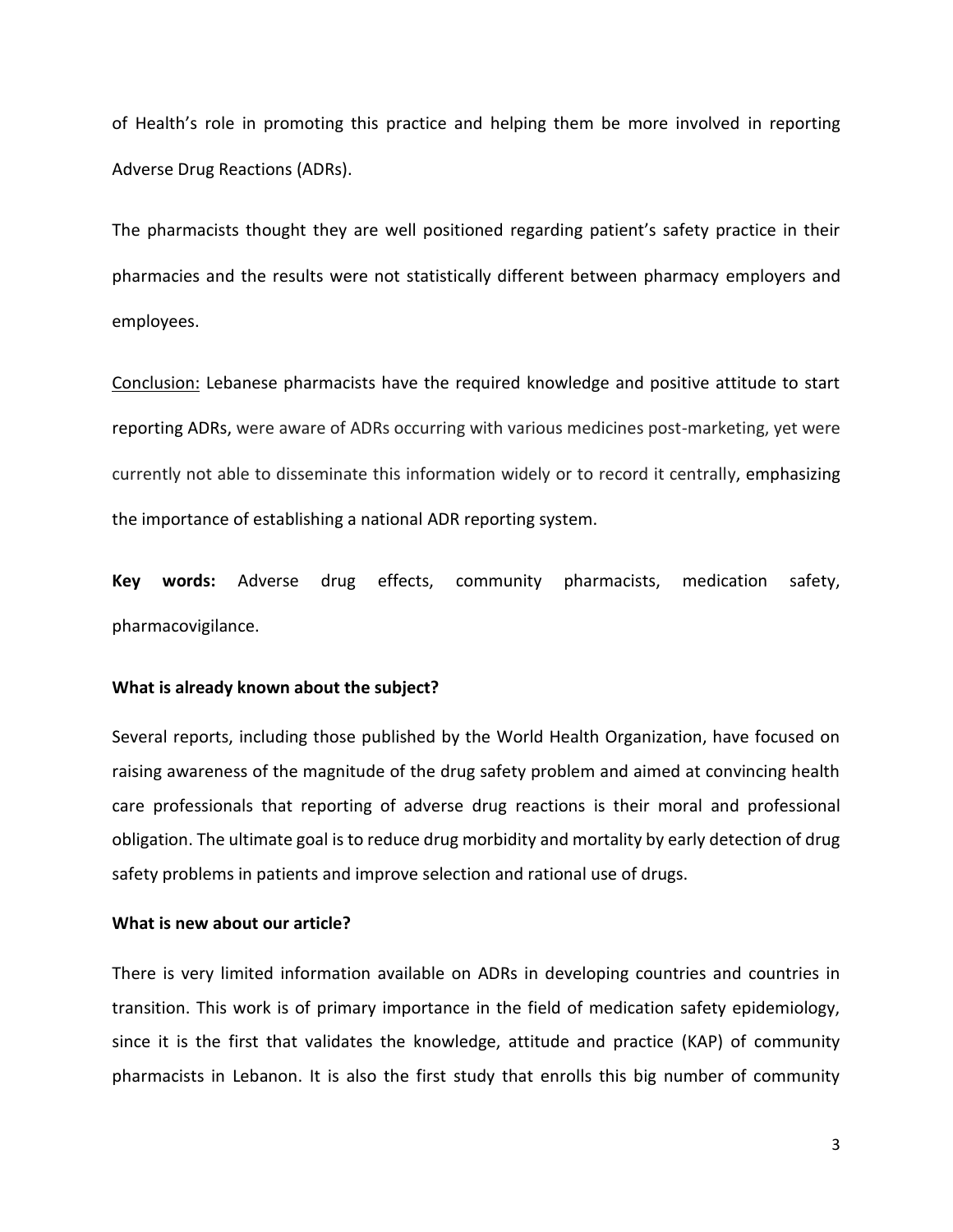of Health's role in promoting this practice and helping them be more involved in reporting Adverse Drug Reactions (ADRs).

The pharmacists thought they are well positioned regarding patient's safety practice in their pharmacies and the results were not statistically different between pharmacy employers and employees.

Conclusion: Lebanese pharmacists have the required knowledge and positive attitude to start reporting ADRs, were aware of ADRs occurring with various medicines post-marketing, yet were currently not able to disseminate this information widely or to record it centrally, emphasizing the importance of establishing a national ADR reporting system.

**Key words:** Adverse drug effects, community pharmacists, medication safety, pharmacovigilance.

**What is already known about the subject?**

Several reports, including those published by the World Health Organization, have focused on raising awareness of the magnitude of the drug safety problem and aimed at convincing health care professionals that reporting of adverse drug reactions is their moral and professional obligation. The ultimate goal is to reduce drug morbidity and mortality by early detection of drug safety problems in patients and improve selection and rational use of drugs.

**What is new about our article?**

There is very limited information available on ADRs in developing countries and countries in transition. This work is of primary importance in the field of medication safety epidemiology, since it is the first that validates the knowledge, attitude and practice (KAP) of community pharmacists in Lebanon. It is also the first study that enrolls this big number of community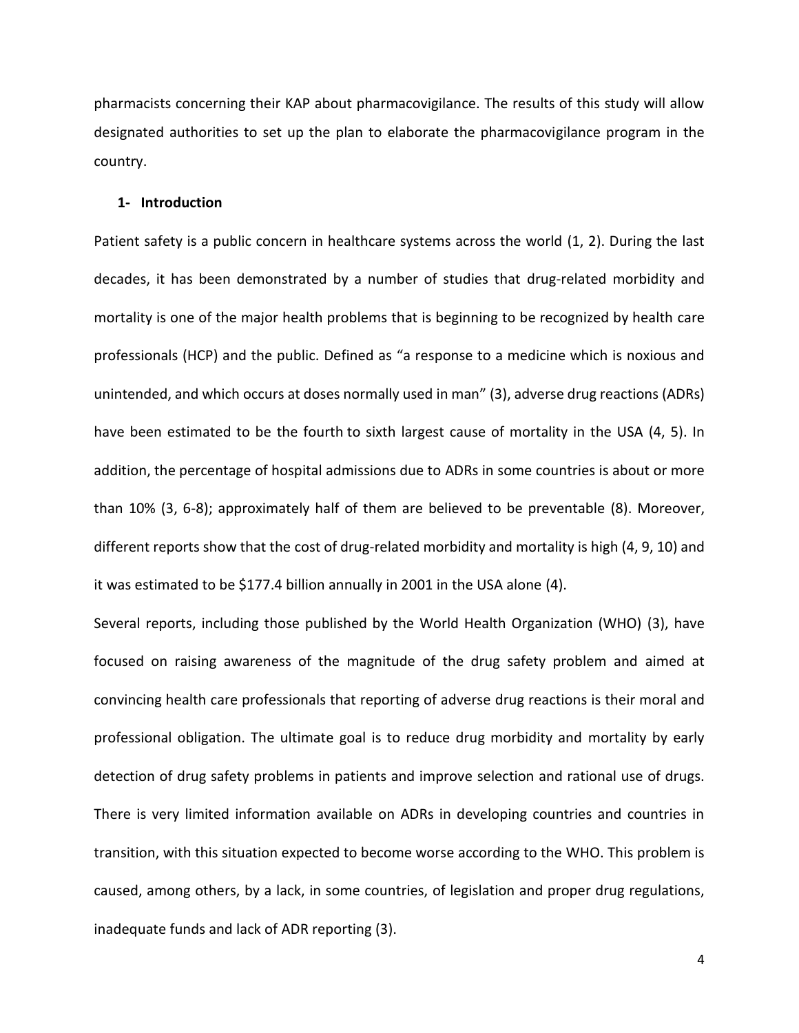pharmacists concerning their KAP about pharmacovigilance. The results of this study will allow designated authorities to set up the plan to elaborate the pharmacovigilance program in the country.

## 1- Introduction

Patient safety is a public concern in healthcare systems across the world (1, 2). During the last decades, it has been demonstrated by a number of studies that drug-related morbidity and mortality is one of the major health problems that is beginning to be recognized by health care professionals (HCP) and the public. Defined as "a response to a medicine which is noxious and unintended, and which occurs at doses normally used in man" (3), adverse drug reactions (ADRs) have been estimated to be the fourth to sixth largest cause of mortality in the USA (4, 5). In addition, the percentage of hospital admissions due to ADRs in some countries is about or more than 10% (3, 6-8); approximately half of them are believed to be preventable (8). Moreover, different reports show that the cost of drug-related morbidity and mortality is high (4, 9, 10) and it was estimated to be $177.4 billion annually in 2001 in the USA alone (4).

Several reports, including those published by the World Health Organization (WHO) (3), have focused on raising awareness of the magnitude of the drug safety problem and aimed at convincing health care professionals that reporting of adverse drug reactions is their moral and professional obligation. The ultimate goal is to reduce drug morbidity and mortality by early detection of drug safety problems in patients and improve selection and rational use of drugs. There is very limited information available on ADRs in developing countries and countries in transition, with this situation expected to become worse according to the WHO. This problem is caused, among others, by a lack, in some countries, of legislation and proper drug regulations, inadequate funds and lack of ADR reporting (3).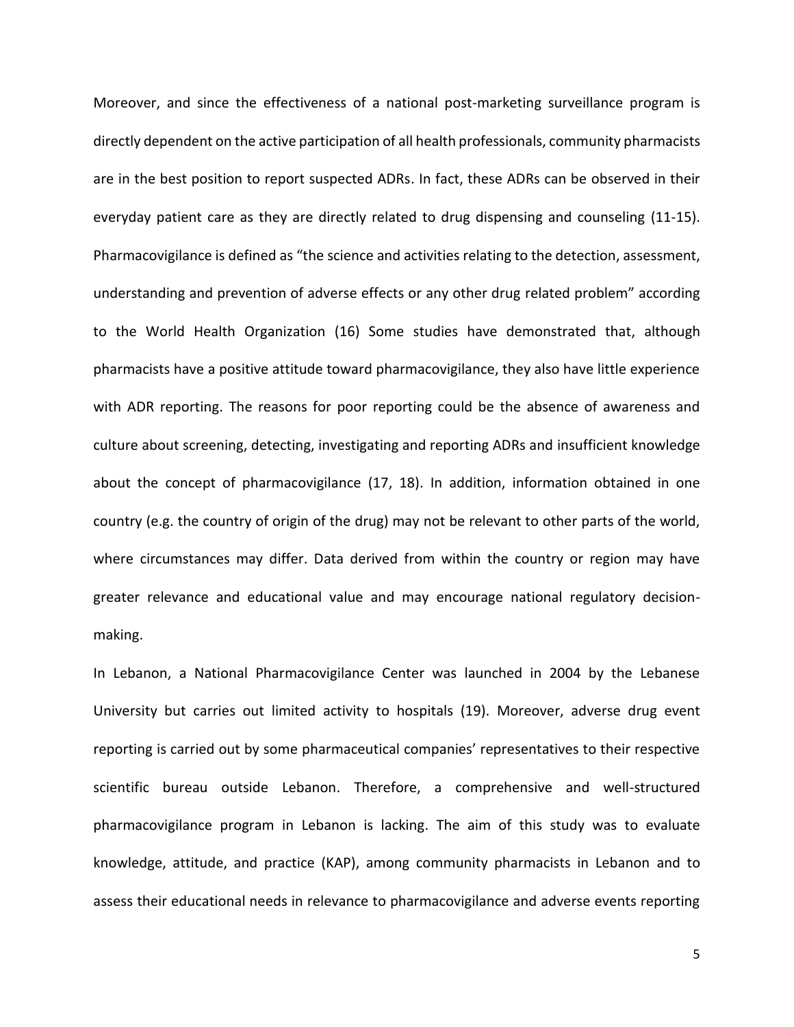Moreover, and since the effectiveness of a national post-marketing surveillance program is directly dependent on the active participation of all health professionals, community pharmacists are in the best position to report suspected ADRs. In fact, these ADRs can be observed in their everyday patient care as they are directly related to drug dispensing and counseling (11-15). Pharmacovigilance is defined as "the science and activities relating to the detection, assessment, understanding and prevention of adverse effects or any other drug related problem" according to the World Health Organization (16) Some studies have demonstrated that, although pharmacists have a positive attitude toward pharmacovigilance, they also have little experience with ADR reporting. The reasons for poor reporting could be the absence of awareness and culture about screening, detecting, investigating and reporting ADRs and insufficient knowledge about the concept of pharmacovigilance (17, 18). In addition, information obtained in one country (e.g. the country of origin of the drug) may not be relevant to other parts of the world, where circumstances may differ. Data derived from within the country or region may have greater relevance and educational value and may encourage national regulatory decision-making.

In Lebanon, a National Pharmacovigilance Center was launched in 2004 by the Lebanese University but carries out limited activity to hospitals (19). Moreover, adverse drug event reporting is carried out by some pharmaceutical companies' representatives to their respective scientific bureau outside Lebanon. Therefore, a comprehensive and well-structured pharmacovigilance program in Lebanon is lacking. The aim of this study was to evaluate knowledge, attitude, and practice (KAP), among community pharmacists in Lebanon and to assess their educational needs in relevance to pharmacovigilance and adverse events reporting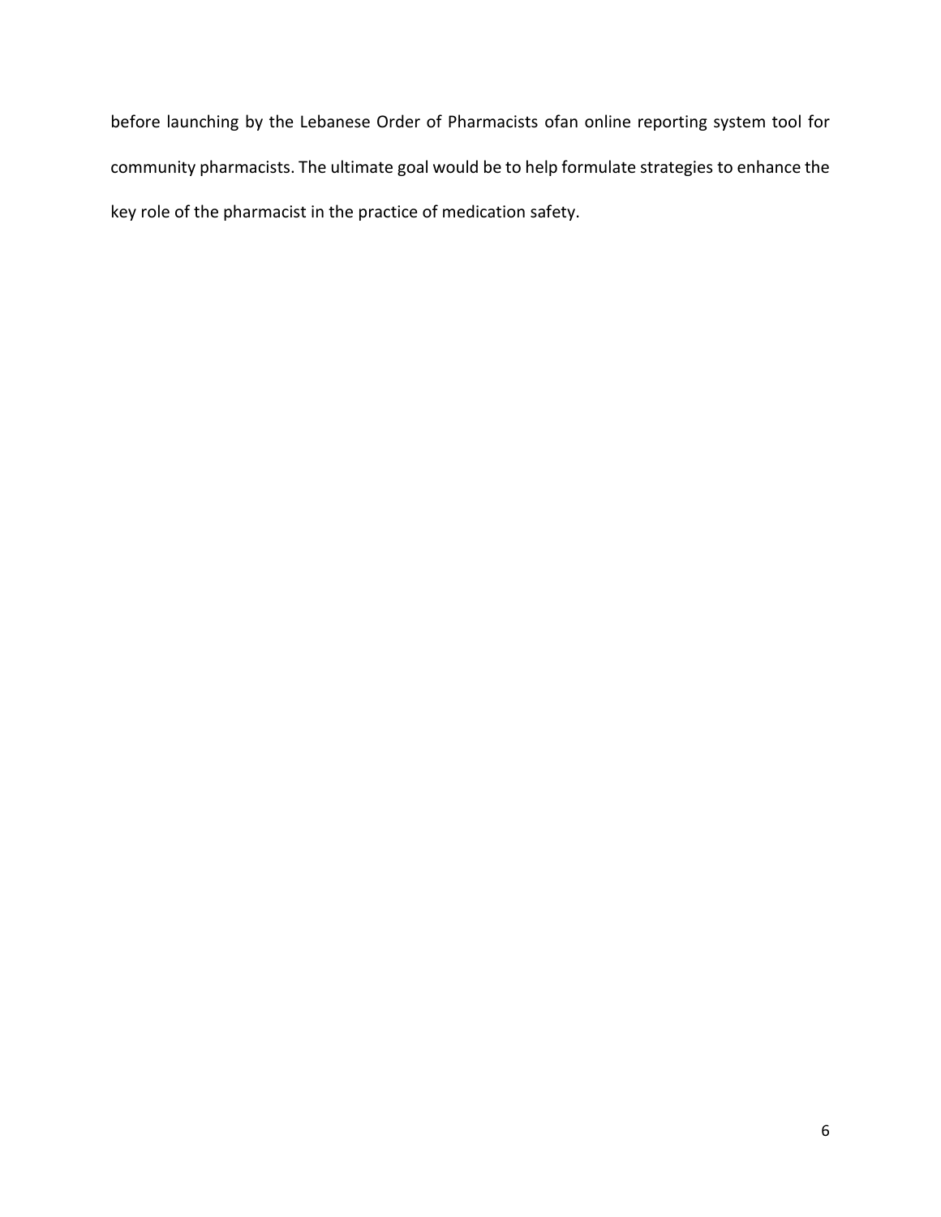before launching by the Lebanese Order of Pharmacists ofan online reporting system tool for community pharmacists. The ultimate goal would be to help formulate strategies to enhance the key role of the pharmacist in the practice of medication safety.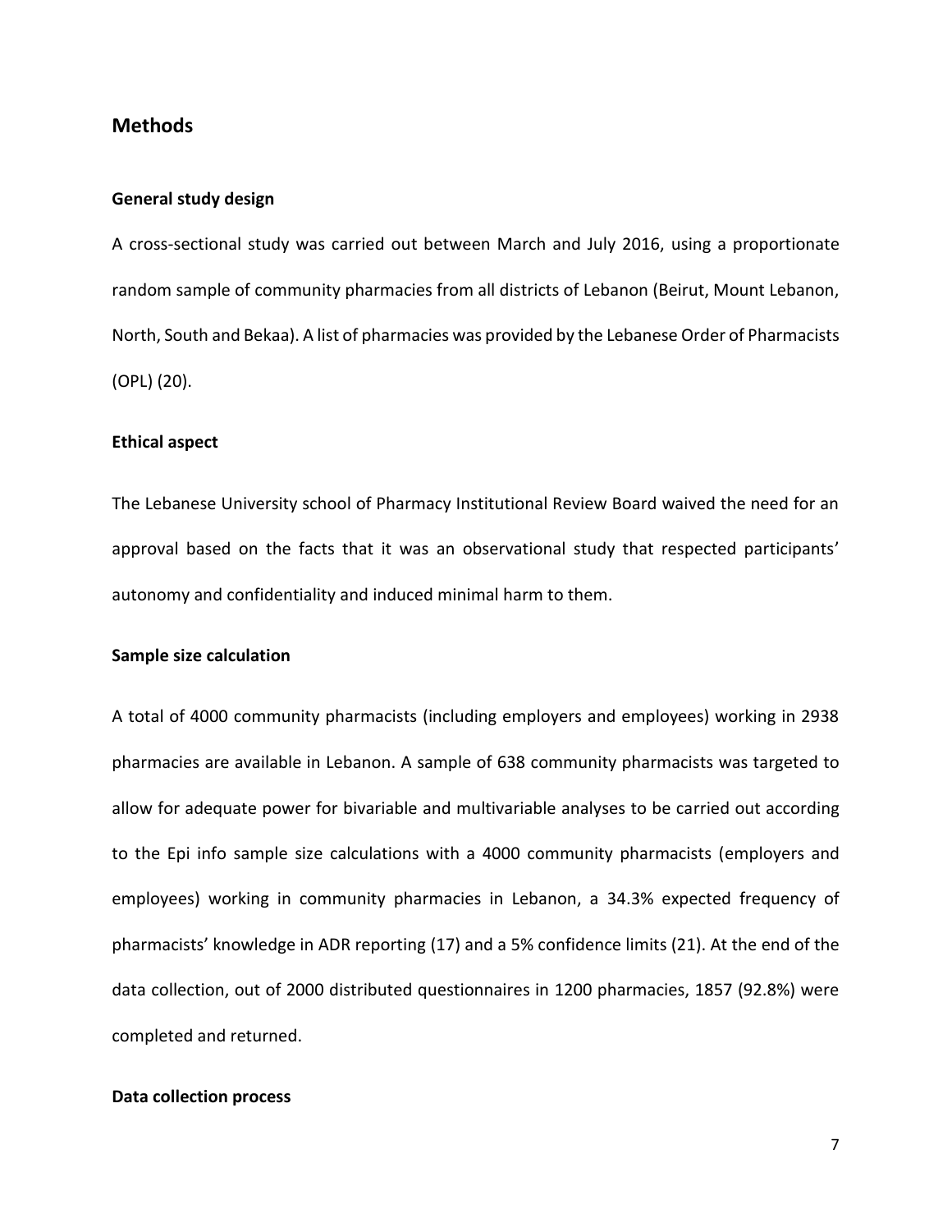## Methods

### General study design

A cross-sectional study was carried out between March and July 2016, using a proportionate random sample of community pharmacies from all districts of Lebanon (Beirut, Mount Lebanon, North, South and Bekaa). A list of pharmacies was provided by the Lebanese Order of Pharmacists (OPL) (20).

### Ethical aspect

The Lebanese University school of Pharmacy Institutional Review Board waived the need for an approval based on the facts that it was an observational study that respected participants' autonomy and confidentiality and induced minimal harm to them.

### Sample size calculation

A total of 4000 community pharmacists (including employers and employees) working in 2938 pharmacies are available in Lebanon. A sample of 638 community pharmacists was targeted to allow for adequate power for bivariable and multivariable analyses to be carried out according to the Epi info sample size calculations with a 4000 community pharmacists (employers and employees) working in community pharmacies in Lebanon, a 34.3% expected frequency of pharmacists' knowledge in ADR reporting (17) and a 5% confidence limits (21). At the end of the data collection, out of 2000 distributed questionnaires in 1200 pharmacies, 1857 (92.8%) were completed and returned.

### Data collection process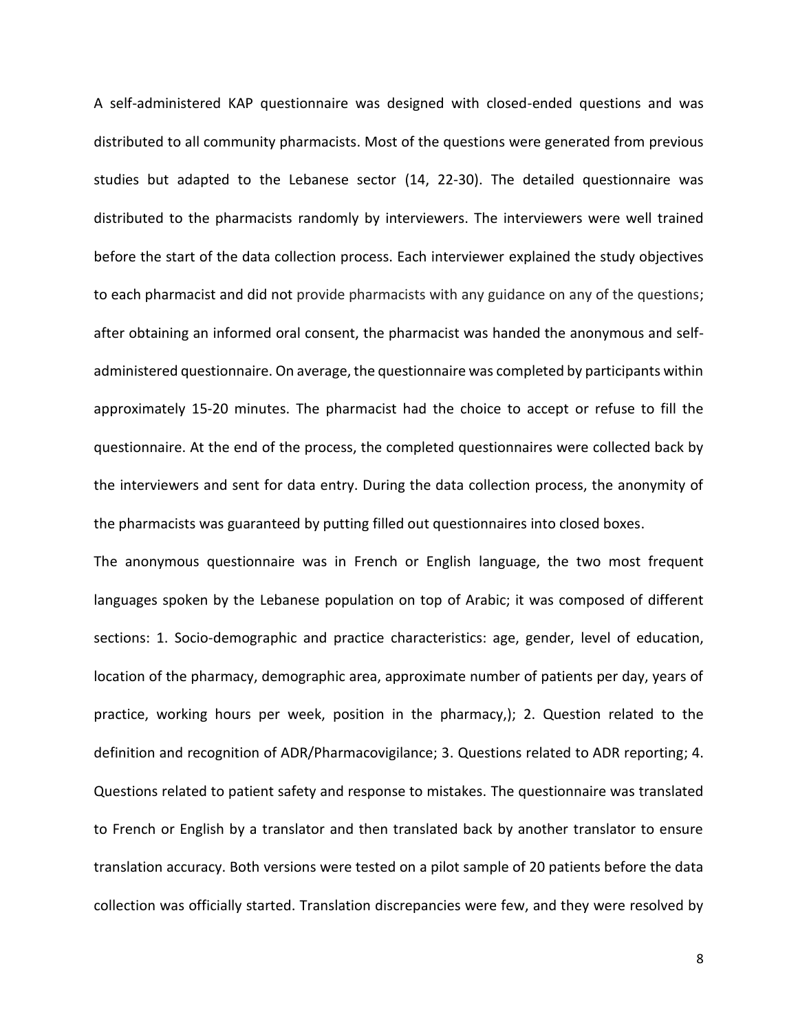A self-administered KAP questionnaire was designed with closed-ended questions and was distributed to all community pharmacists. Most of the questions were generated from previous studies but adapted to the Lebanese sector (14, 22-30). The detailed questionnaire was distributed to the pharmacists randomly by interviewers. The interviewers were well trained before the start of the data collection process. Each interviewer explained the study objectives to each pharmacist and did not provide pharmacists with any guidance on any of the questions; after obtaining an informed oral consent, the pharmacist was handed the anonymous and self-administered questionnaire. On average, the questionnaire was completed by participants within approximately 15-20 minutes. The pharmacist had the choice to accept or refuse to fill the questionnaire. At the end of the process, the completed questionnaires were collected back by the interviewers and sent for data entry. During the data collection process, the anonymity of the pharmacists was guaranteed by putting filled out questionnaires into closed boxes.

The anonymous questionnaire was in French or English language, the two most frequent languages spoken by the Lebanese population on top of Arabic; it was composed of different sections: 1. Socio-demographic and practice characteristics: age, gender, level of education, location of the pharmacy, demographic area, approximate number of patients per day, years of practice, working hours per week, position in the pharmacy,); 2. Question related to the definition and recognition of ADR/Pharmacovigilance; 3. Questions related to ADR reporting; 4. Questions related to patient safety and response to mistakes. The questionnaire was translated to French or English by a translator and then translated back by another translator to ensure translation accuracy. Both versions were tested on a pilot sample of 20 patients before the data collection was officially started. Translation discrepancies were few, and they were resolved by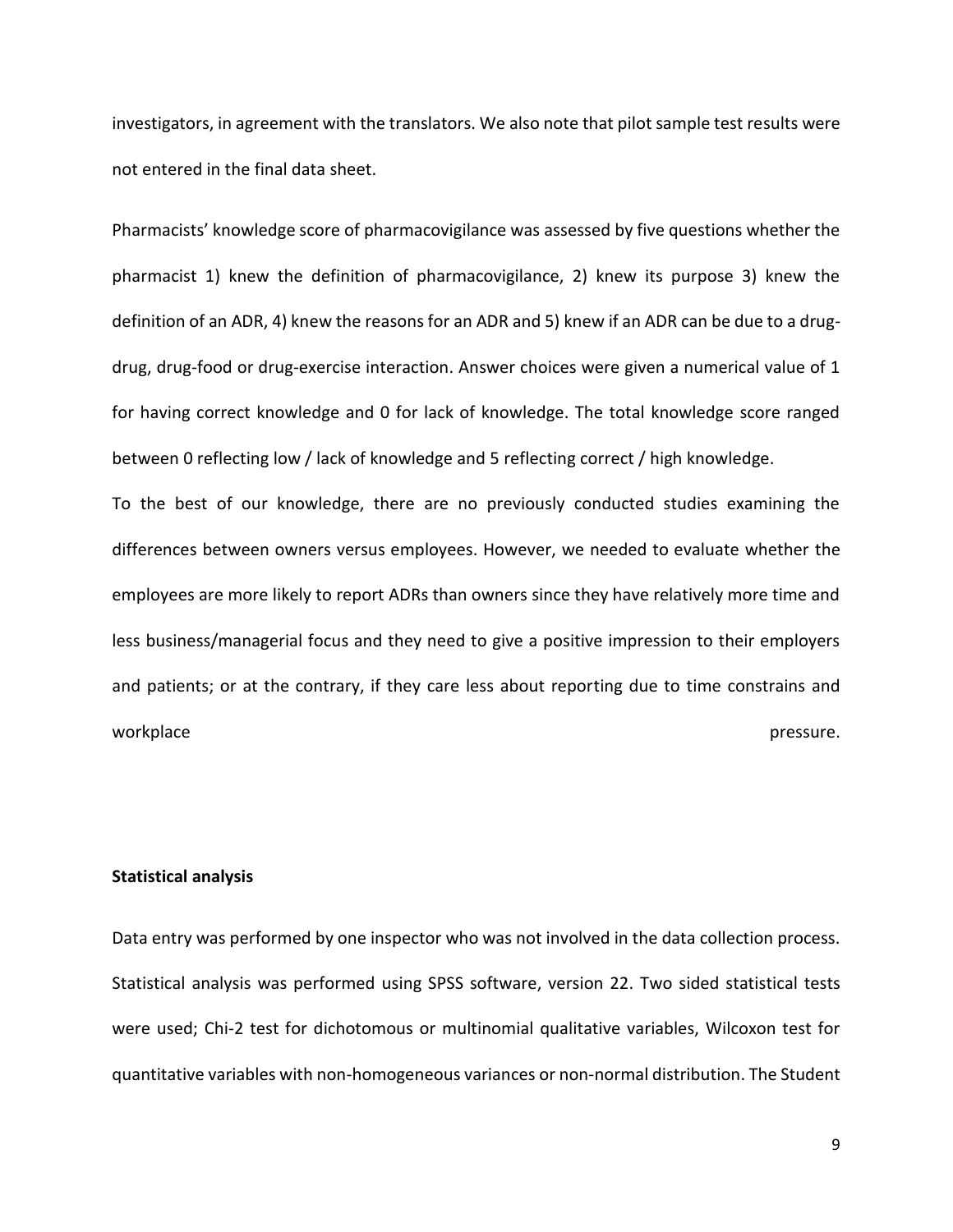investigators, in agreement with the translators. We also note that pilot sample test results were not entered in the final data sheet.

Pharmacists' knowledge score of pharmacovigilance was assessed by five questions whether the pharmacist 1) knew the definition of pharmacovigilance, 2) knew its purpose 3) knew the definition of an ADR, 4) knew the reasons for an ADR and 5) knew if an ADR can be due to a drug-drug, drug-food or drug-exercise interaction. Answer choices were given a numerical value of 1 for having correct knowledge and 0 for lack of knowledge. The total knowledge score ranged between 0 reflecting low / lack of knowledge and 5 reflecting correct / high knowledge.

To the best of our knowledge, there are no previously conducted studies examining the differences between owners versus employees. However, we needed to evaluate whether the employees are more likely to report ADRs than owners since they have relatively more time and less business/managerial focus and they need to give a positive impression to their employers and patients; or at the contrary, if they care less about reporting due to time constrains and workplace pressure.

### Statistical analysis

Data entry was performed by one inspector who was not involved in the data collection process. Statistical analysis was performed using SPSS software, version 22. Two sided statistical tests were used; Chi-2 test for dichotomous or multinomial qualitative variables, Wilcoxon test for quantitative variables with non-homogeneous variances or non-normal distribution. The Student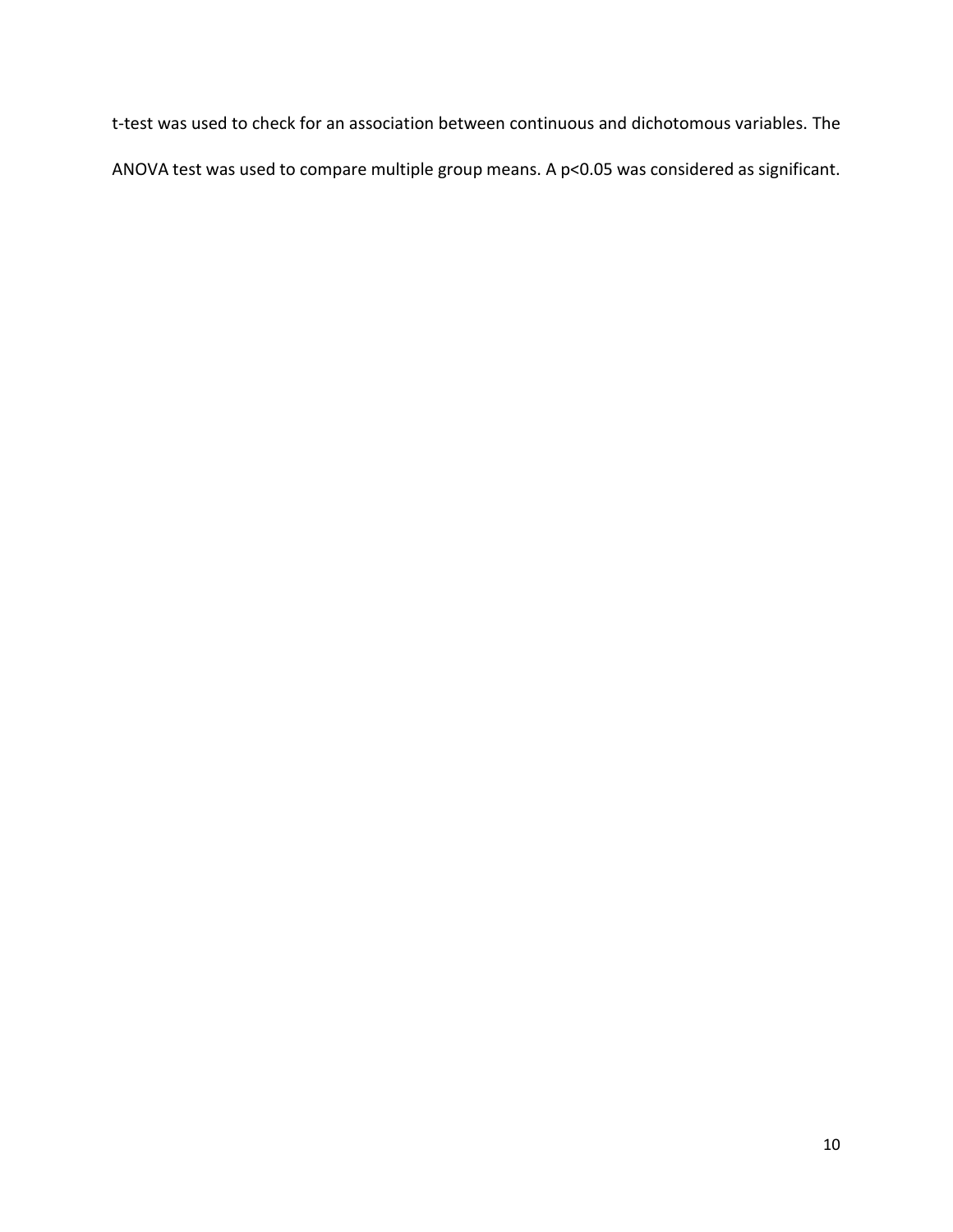t-test was used to check for an association between continuous and dichotomous variables. The ANOVA test was used to compare multiple group means. A $p<0.05$ was considered as significant.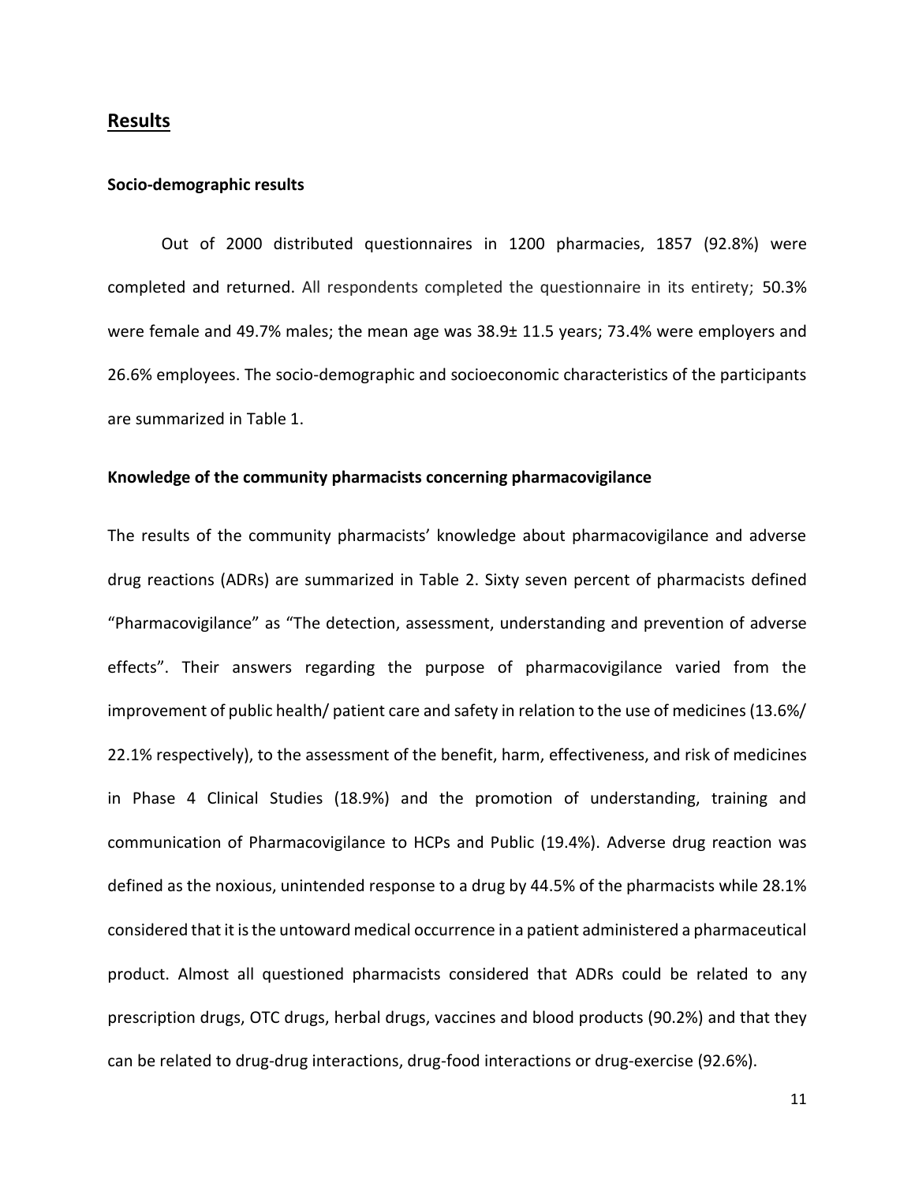## Results

### Socio-demographic results

Out of 2000 distributed questionnaires in 1200 pharmacies, 1857 (92.8%) were completed and returned. All respondents completed the questionnaire in its entirety; 50.3% were female and 49.7% males; the mean age was 38.9± 11.5 years; 73.4% were employers and 26.6% employees. The socio-demographic and socioeconomic characteristics of the participants are summarized in Table 1.

### Knowledge of the community pharmacists concerning pharmacovigilance

The results of the community pharmacists' knowledge about pharmacovigilance and adverse drug reactions (ADRs) are summarized in Table 2. Sixty seven percent of pharmacists defined "Pharmacovigilance" as "The detection, assessment, understanding and prevention of adverse effects". Their answers regarding the purpose of pharmacovigilance varied from the improvement of public health/ patient care and safety in relation to the use of medicines (13.6%/ 22.1% respectively), to the assessment of the benefit, harm, effectiveness, and risk of medicines in Phase 4 Clinical Studies (18.9%) and the promotion of understanding, training and communication of Pharmacovigilance to HCPs and Public (19.4%). Adverse drug reaction was defined as the noxious, unintended response to a drug by 44.5% of the pharmacists while 28.1% considered that it is the untoward medical occurrence in a patient administered a pharmaceutical product. Almost all questioned pharmacists considered that ADRs could be related to any prescription drugs, OTC drugs, herbal drugs, vaccines and blood products (90.2%) and that they can be related to drug-drug interactions, drug-food interactions or drug-exercise (92.6%).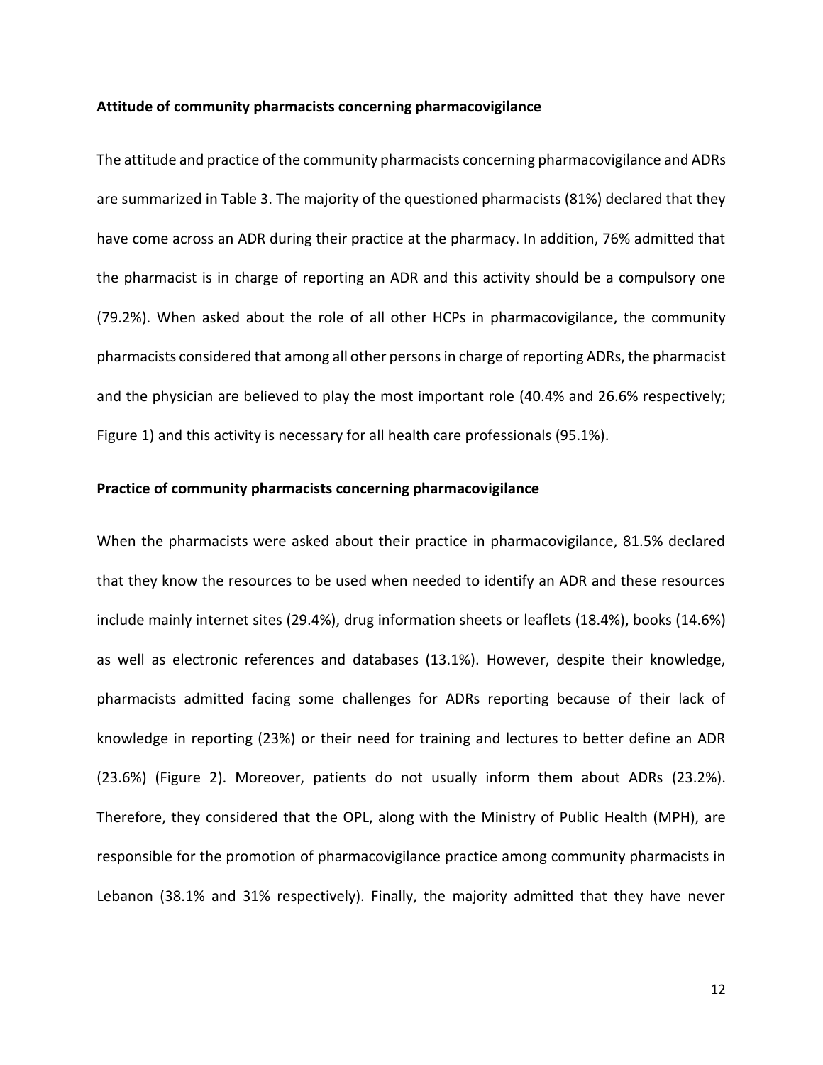**Attitude of community pharmacists concerning pharmacovigilance**

The attitude and practice of the community pharmacists concerning pharmacovigilance and ADRs are summarized in Table 3. The majority of the questioned pharmacists (81%) declared that they have come across an ADR during their practice at the pharmacy. In addition, 76% admitted that the pharmacist is in charge of reporting an ADR and this activity should be a compulsory one (79.2%). When asked about the role of all other HCPs in pharmacovigilance, the community pharmacists considered that among all other persons in charge of reporting ADRs, the pharmacist and the physician are believed to play the most important role (40.4% and 26.6% respectively; Figure 1) and this activity is necessary for all health care professionals (95.1%).

**Practice of community pharmacists concerning pharmacovigilance**

When the pharmacists were asked about their practice in pharmacovigilance, 81.5% declared that they know the resources to be used when needed to identify an ADR and these resources include mainly internet sites (29.4%), drug information sheets or leaflets (18.4%), books (14.6%) as well as electronic references and databases (13.1%). However, despite their knowledge, pharmacists admitted facing some challenges for ADRs reporting because of their lack of knowledge in reporting (23%) or their need for training and lectures to better define an ADR (23.6%) (Figure 2). Moreover, patients do not usually inform them about ADRs (23.2%). Therefore, they considered that the OPL, along with the Ministry of Public Health (MPH), are responsible for the promotion of pharmacovigilance practice among community pharmacists in Lebanon (38.1% and 31% respectively). Finally, the majority admitted that they have never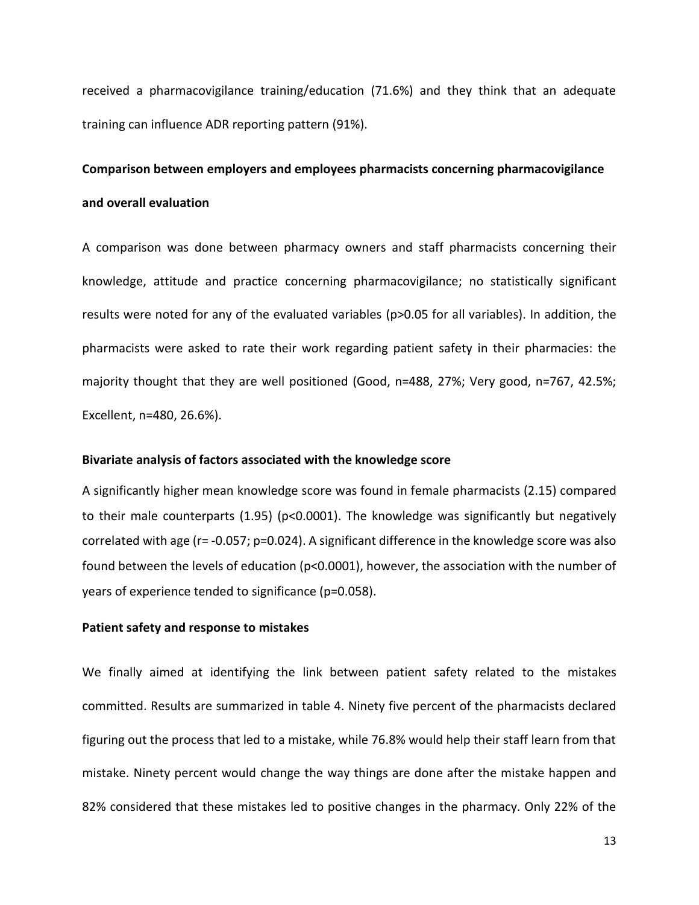received a pharmacovigilance training/education (71.6%) and they think that an adequate training can influence ADR reporting pattern (91%).

### Comparison between employers and employees pharmacists concerning pharmacovigilance and overall evaluation

A comparison was done between pharmacy owners and staff pharmacists concerning their knowledge, attitude and practice concerning pharmacovigilance; no statistically significant results were noted for any of the evaluated variables ($p>0.05$ for all variables). In addition, the pharmacists were asked to rate their work regarding patient safety in their pharmacies: the majority thought that they are well positioned (Good, n=488, 27%; Very good, n=767, 42.5%; Excellent, n=480, 26.6%).

### Bivariate analysis of factors associated with the knowledge score

A significantly higher mean knowledge score was found in female pharmacists (2.15) compared to their male counterparts (1.95) ($p<0.0001$). The knowledge was significantly but negatively correlated with age ($r= -0.057$; $p=0.024$). A significant difference in the knowledge score was also found between the levels of education ($p<0.0001$), however, the association with the number of years of experience tended to significance ($p=0.058$).

### Patient safety and response to mistakes

We finally aimed at identifying the link between patient safety related to the mistakes committed. Results are summarized in table 4. Ninety five percent of the pharmacists declared figuring out the process that led to a mistake, while 76.8% would help their staff learn from that mistake. Ninety percent would change the way things are done after the mistake happen and 82% considered that these mistakes led to positive changes in the pharmacy. Only 22% of the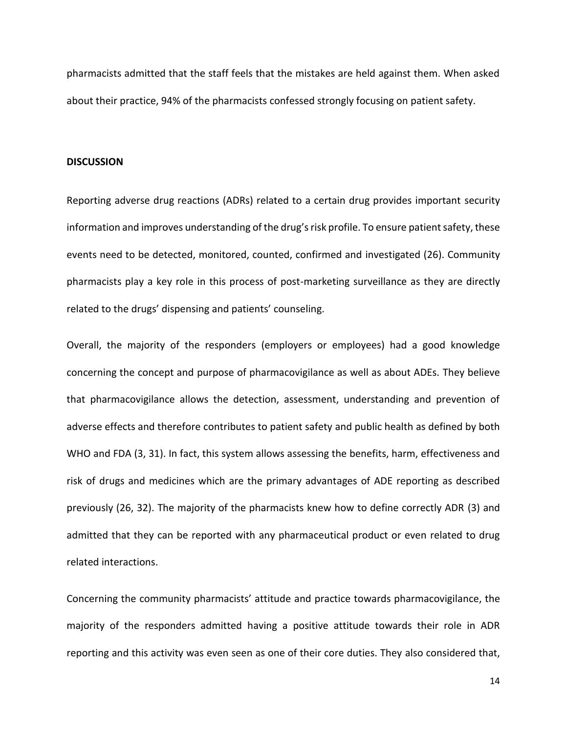pharmacists admitted that the staff feels that the mistakes are held against them. When asked about their practice, 94% of the pharmacists confessed strongly focusing on patient safety.

## DISCUSSION

Reporting adverse drug reactions (ADRs) related to a certain drug provides important security information and improves understanding of the drug's risk profile. To ensure patient safety, these events need to be detected, monitored, counted, confirmed and investigated (26). Community pharmacists play a key role in this process of post-marketing surveillance as they are directly related to the drugs' dispensing and patients' counseling.

Overall, the majority of the responders (employers or employees) had a good knowledge concerning the concept and purpose of pharmacovigilance as well as about ADEs. They believe that pharmacovigilance allows the detection, assessment, understanding and prevention of adverse effects and therefore contributes to patient safety and public health as defined by both WHO and FDA (3, 31). In fact, this system allows assessing the benefits, harm, effectiveness and risk of drugs and medicines which are the primary advantages of ADE reporting as described previously (26, 32). The majority of the pharmacists knew how to define correctly ADR (3) and admitted that they can be reported with any pharmaceutical product or even related to drug related interactions.

Concerning the community pharmacists' attitude and practice towards pharmacovigilance, the majority of the responders admitted having a positive attitude towards their role in ADR reporting and this activity was even seen as one of their core duties. They also considered that,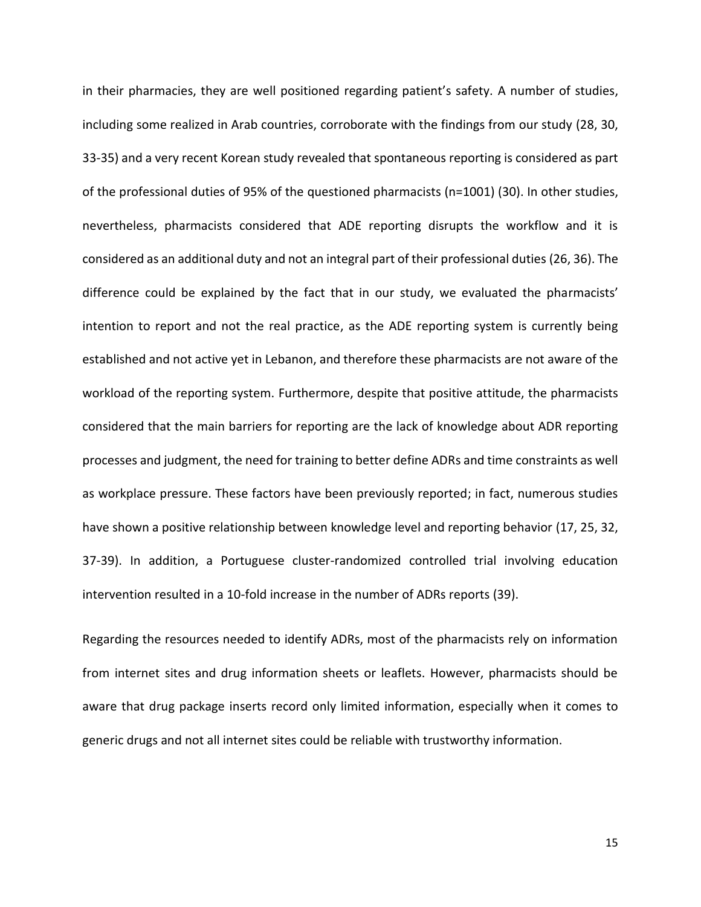in their pharmacies, they are well positioned regarding patient's safety. A number of studies, including some realized in Arab countries, corroborate with the findings from our study (28, 30, 33-35) and a very recent Korean study revealed that spontaneous reporting is considered as part of the professional duties of 95% of the questioned pharmacists (n=1001) (30). In other studies, nevertheless, pharmacists considered that ADE reporting disrupts the workflow and it is considered as an additional duty and not an integral part of their professional duties (26, 36). The difference could be explained by the fact that in our study, we evaluated the pharmacists' intention to report and not the real practice, as the ADE reporting system is currently being established and not active yet in Lebanon, and therefore these pharmacists are not aware of the workload of the reporting system. Furthermore, despite that positive attitude, the pharmacists considered that the main barriers for reporting are the lack of knowledge about ADR reporting processes and judgment, the need for training to better define ADRs and time constraints as well as workplace pressure. These factors have been previously reported; in fact, numerous studies have shown a positive relationship between knowledge level and reporting behavior (17, 25, 32, 37-39). In addition, a Portuguese cluster-randomized controlled trial involving education intervention resulted in a 10-fold increase in the number of ADRs reports (39).

Regarding the resources needed to identify ADRs, most of the pharmacists rely on information from internet sites and drug information sheets or leaflets. However, pharmacists should be aware that drug package inserts record only limited information, especially when it comes to generic drugs and not all internet sites could be reliable with trustworthy information.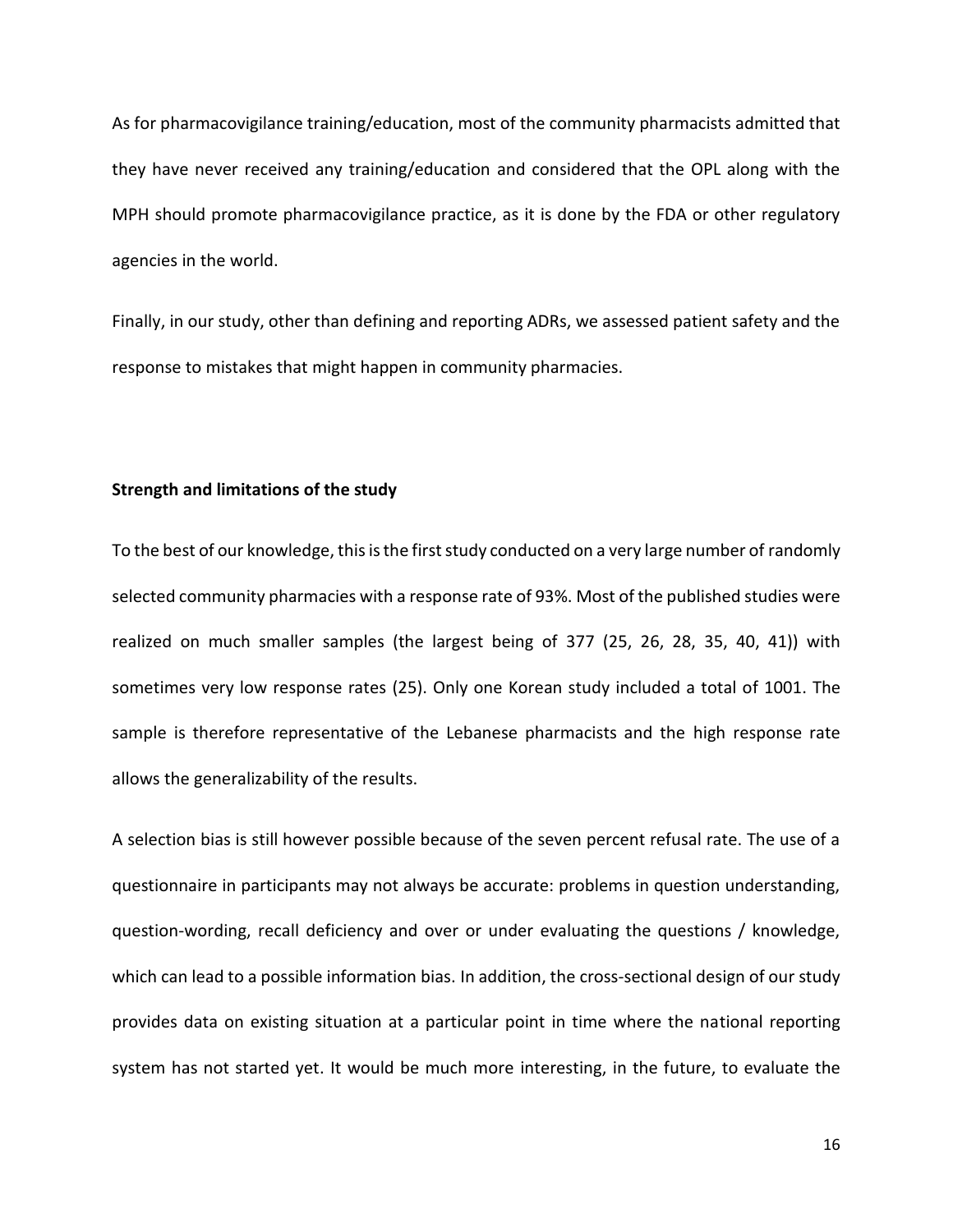As for pharmacovigilance training/education, most of the community pharmacists admitted that they have never received any training/education and considered that the OPL along with the MPH should promote pharmacovigilance practice, as it is done by the FDA or other regulatory agencies in the world.

Finally, in our study, other than defining and reporting ADRs, we assessed patient safety and the response to mistakes that might happen in community pharmacies.

**Strength and limitations of the study**

To the best of our knowledge, this is the first study conducted on a very large number of randomly selected community pharmacies with a response rate of 93%. Most of the published studies were realized on much smaller samples (the largest being of 377 (25, 26, 28, 35, 40, 41)) with sometimes very low response rates (25). Only one Korean study included a total of 1001. The sample is therefore representative of the Lebanese pharmacists and the high response rate allows the generalizability of the results.

A selection bias is still however possible because of the seven percent refusal rate. The use of a questionnaire in participants may not always be accurate: problems in question understanding, question-wording, recall deficiency and over or under evaluating the questions / knowledge, which can lead to a possible information bias. In addition, the cross-sectional design of our study provides data on existing situation at a particular point in time where the national reporting system has not started yet. It would be much more interesting, in the future, to evaluate the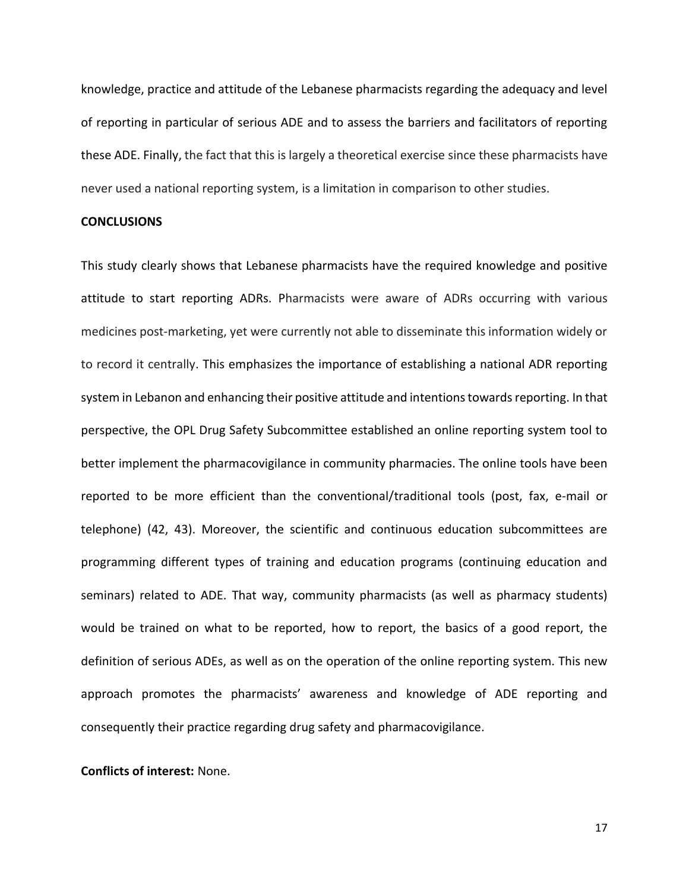knowledge, practice and attitude of the Lebanese pharmacists regarding the adequacy and level of reporting in particular of serious ADE and to assess the barriers and facilitators of reporting these ADE. Finally, the fact that this is largely a theoretical exercise since these pharmacists have never used a national reporting system, is a limitation in comparison to other studies.

## CONCLUSIONS

This study clearly shows that Lebanese pharmacists have the required knowledge and positive attitude to start reporting ADRs. Pharmacists were aware of ADRs occurring with various medicines post-marketing, yet were currently not able to disseminate this information widely or to record it centrally. This emphasizes the importance of establishing a national ADR reporting system in Lebanon and enhancing their positive attitude and intentions towards reporting. In that perspective, the OPL Drug Safety Subcommittee established an online reporting system tool to better implement the pharmacovigilance in community pharmacies. The online tools have been reported to be more efficient than the conventional/traditional tools (post, fax, e-mail or telephone) (42, 43). Moreover, the scientific and continuous education subcommittees are programming different types of training and education programs (continuing education and seminars) related to ADE. That way, community pharmacists (as well as pharmacy students) would be trained on what to be reported, how to report, the basics of a good report, the definition of serious ADEs, as well as on the operation of the online reporting system. This new approach promotes the pharmacists' awareness and knowledge of ADE reporting and consequently their practice regarding drug safety and pharmacovigilance.

**Conflicts of interest:** None.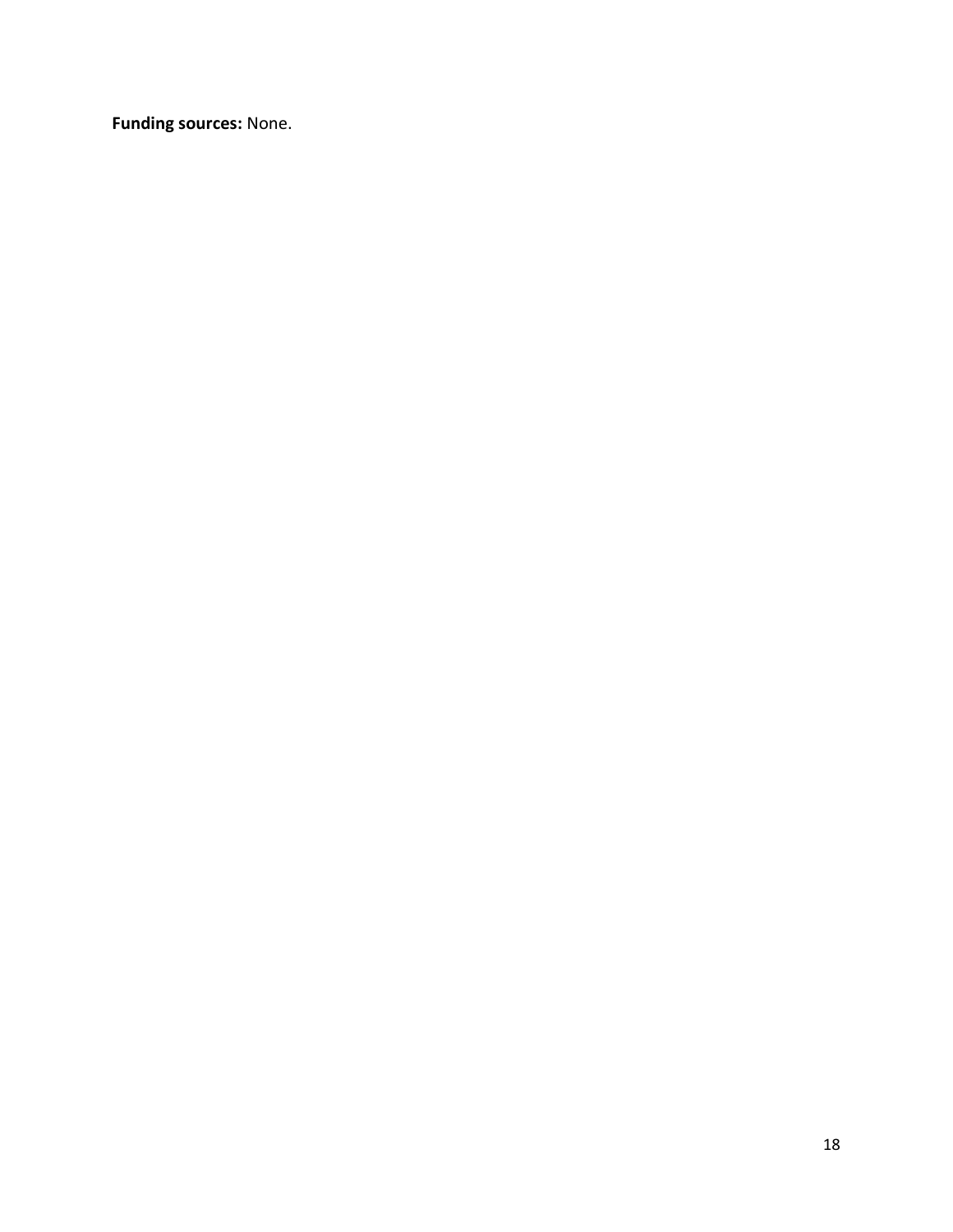**Funding sources:** None.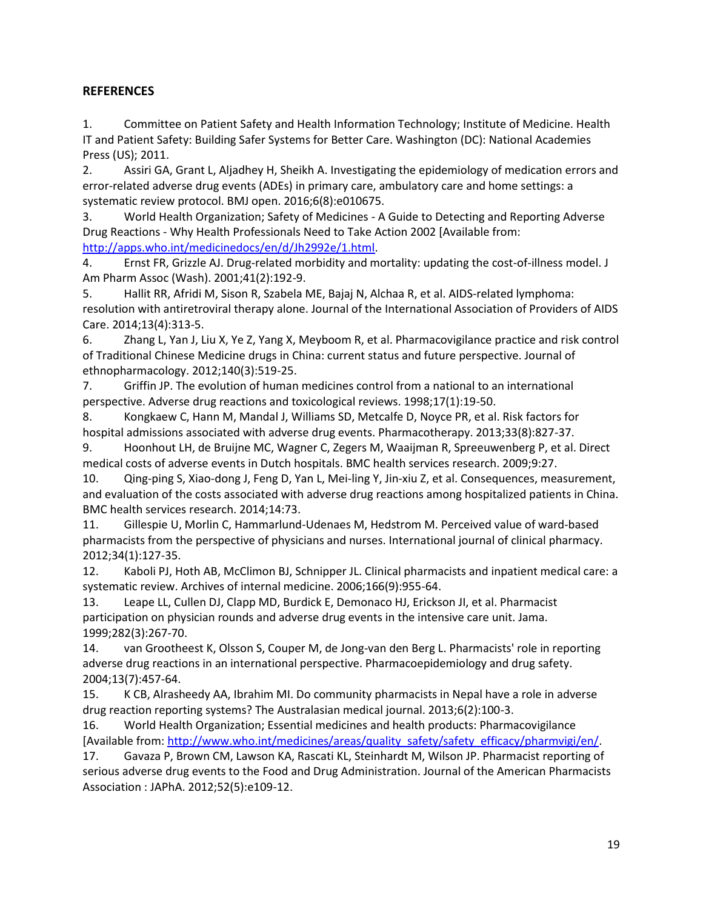## REFERENCES

1. Committee on Patient Safety and Health Information Technology; Institute of Medicine. Health IT and Patient Safety: Building Safer Systems for Better Care. Washington (DC): National Academies Press (US); 2011.
2. Assiri GA, Grant L, Aljadhey H, Sheikh A. Investigating the epidemiology of medication errors and error-related adverse drug events (ADEs) in primary care, ambulatory care and home settings: a systematic review protocol. BMJ open. 2016;6(8):e010675.
3. World Health Organization; Safety of Medicines - A Guide to Detecting and Reporting Adverse Drug Reactions - Why Health Professionals Need to Take Action 2002 [Available from: http://apps.who.int/medicinedocs/en/d/Jh2992e/1.html.
4. Ernst FR, Grizzle AJ. Drug-related morbidity and mortality: updating the cost-of-illness model. J Am Pharm Assoc (Wash). 2001;41(2):192-9.
5. Hallit RR, Afridi M, Sison R, Szabela ME, Bajaj N, Alchaa R, et al. AIDS-related lymphoma: resolution with antiretroviral therapy alone. Journal of the International Association of Providers of AIDS Care. 2014;13(4):313-5.
6. Zhang L, Yan J, Liu X, Ye Z, Yang X, Meyboom R, et al. Pharmacovigilance practice and risk control of Traditional Chinese Medicine drugs in China: current status and future perspective. Journal of ethnopharmacology. 2012;140(3):519-25.
7. Griffin JP. The evolution of human medicines control from a national to an international perspective. Adverse drug reactions and toxicological reviews. 1998;17(1):19-50.
8. Kongkaew C, Hann M, Mandal J, Williams SD, Metcalfe D, Noyce PR, et al. Risk factors for hospital admissions associated with adverse drug events. Pharmacotherapy. 2013;33(8):827-37.
9. Hoonhout LH, de Bruijne MC, Wagner C, Zegers M, Waaijman R, Spreeuwenberg P, et al. Direct medical costs of adverse events in Dutch hospitals. BMC health services research. 2009;9:27.
10. Qing-ping S, Xiao-dong J, Feng D, Yan L, Mei-ling Y, Jin-xiu Z, et al. Consequences, measurement, and evaluation of the costs associated with adverse drug reactions among hospitalized patients in China. BMC health services research. 2014;14:73.
11. Gillespie U, Morlin C, Hammarlund-Udenaes M, Hedstrom M. Perceived value of ward-based pharmacists from the perspective of physicians and nurses. International journal of clinical pharmacy. 2012;34(1):127-35.
12. Kaboli PJ, Hoth AB, McClimon BJ, Schnipper JL. Clinical pharmacists and inpatient medical care: a systematic review. Archives of internal medicine. 2006;166(9):955-64.
13. Leape LL, Cullen DJ, Clapp MD, Burdick E, Demonaco HJ, Erickson JI, et al. Pharmacist participation on physician rounds and adverse drug events in the intensive care unit. Jama. 1999;282(3):267-70.
14. van Grootheest K, Olsson S, Couper M, de Jong-van den Berg L. Pharmacists' role in reporting adverse drug reactions in an international perspective. Pharmacoepidemiology and drug safety. 2004;13(7):457-64.
15. K CB, Alrasheedy AA, Ibrahim MI. Do community pharmacists in Nepal have a role in adverse drug reaction reporting systems? The Australasian medical journal. 2013;6(2):100-3.
16. World Health Organization; Essential medicines and health products: Pharmacovigilance [Available from: http://www.who.int/medicines/areas/quality_safety/safety_efficacy/pharmvigi/en/.
17. Gavaza P, Brown CM, Lawson KA, Rascati KL, Steinhardt M, Wilson JP. Pharmacist reporting of serious adverse drug events to the Food and Drug Administration. Journal of the American Pharmacists Association : JAPhA. 2012;52(5):e109-12.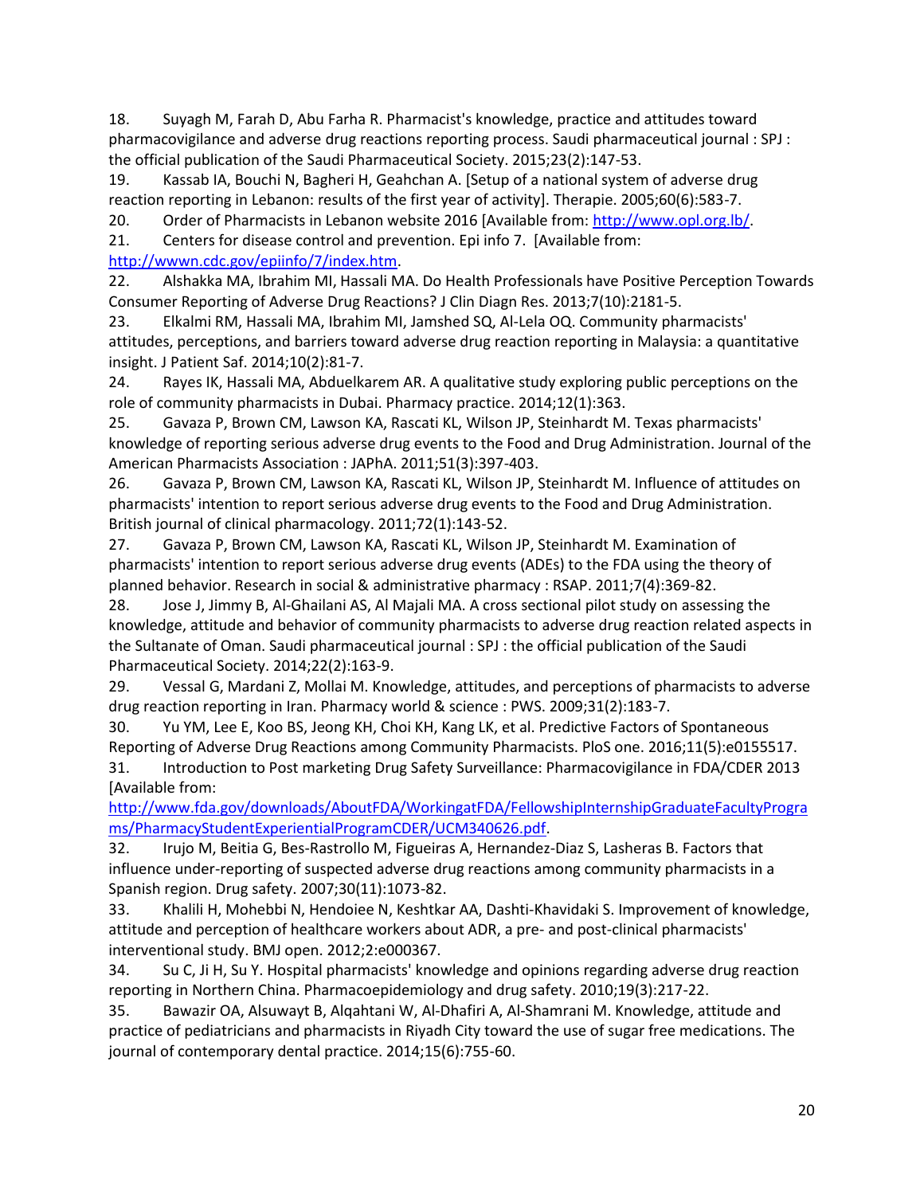18. Suyagh M, Farah D, Abu Farha R. Pharmacist's knowledge, practice and attitudes toward pharmacovigilance and adverse drug reactions reporting process. Saudi pharmaceutical journal : SPJ : the official publication of the Saudi Pharmaceutical Society. 2015;23(2):147-53.
19. Kassab IA, Bouchi N, Bagheri H, Geahchan A. [Setup of a national system of adverse drug reaction reporting in Lebanon: results of the first year of activity]. Therapie. 2005;60(6):583-7.
20. Order of Pharmacists in Lebanon website 2016 [Available from: http://www.opl.org.lb/.
21. Centers for disease control and prevention. Epi info 7. [Available from: http://wwwn.cdc.gov/epiinfo/7/index.htm.
22. Alshakka MA, Ibrahim MI, Hassali MA. Do Health Professionals have Positive Perception Towards Consumer Reporting of Adverse Drug Reactions? J Clin Diagn Res. 2013;7(10):2181-5.
23. Elkalmi RM, Hassali MA, Ibrahim MI, Jamshed SQ, Al-Lela OQ. Community pharmacists' attitudes, perceptions, and barriers toward adverse drug reaction reporting in Malaysia: a quantitative insight. J Patient Saf. 2014;10(2):81-7.
24. Rayes IK, Hassali MA, Abduelkarem AR. A qualitative study exploring public perceptions on the role of community pharmacists in Dubai. Pharmacy practice. 2014;12(1):363.
25. Gavaza P, Brown CM, Lawson KA, Rascati KL, Wilson JP, Steinhardt M. Texas pharmacists' knowledge of reporting serious adverse drug events to the Food and Drug Administration. Journal of the American Pharmacists Association : JAPhA. 2011;51(3):397-403.
26. Gavaza P, Brown CM, Lawson KA, Rascati KL, Wilson JP, Steinhardt M. Influence of attitudes on pharmacists' intention to report serious adverse drug events to the Food and Drug Administration. British journal of clinical pharmacology. 2011;72(1):143-52.
27. Gavaza P, Brown CM, Lawson KA, Rascati KL, Wilson JP, Steinhardt M. Examination of pharmacists' intention to report serious adverse drug events (ADEs) to the FDA using the theory of planned behavior. Research in social & administrative pharmacy : RSAP. 2011;7(4):369-82.
28. Jose J, Jimmy B, Al-Ghailani AS, Al Majali MA. A cross sectional pilot study on assessing the knowledge, attitude and behavior of community pharmacists to adverse drug reaction related aspects in the Sultanate of Oman. Saudi pharmaceutical journal : SPJ : the official publication of the Saudi Pharmaceutical Society. 2014;22(2):163-9.
29. Vessal G, Mardani Z, Mollai M. Knowledge, attitudes, and perceptions of pharmacists to adverse drug reaction reporting in Iran. Pharmacy world & science : PWS. 2009;31(2):183-7.
30. Yu YM, Lee E, Koo BS, Jeong KH, Choi KH, Kang LK, et al. Predictive Factors of Spontaneous Reporting of Adverse Drug Reactions among Community Pharmacists. PloS one. 2016;11(5):e0155517.
31. Introduction to Post marketing Drug Safety Surveillance: Pharmacovigilance in FDA/CDER 2013 [Available from: http://www.fda.gov/downloads/AboutFDA/WorkingatFDA/FellowshipInternshipGraduateFacultyPrograms/PharmacyStudentExperientialProgramCDER/UCM340626.pdf.
32. Irujo M, Beitia G, Bes-Rastrollo M, Figueiras A, Hernandez-Diaz S, Lasheras B. Factors that influence under-reporting of suspected adverse drug reactions among community pharmacists in a Spanish region. Drug safety. 2007;30(11):1073-82.
33. Khalili H, Mohebbi N, Hendoiee N, Keshtkar AA, Dashti-Khavidaki S. Improvement of knowledge, attitude and perception of healthcare workers about ADR, a pre- and post-clinical pharmacists' interventional study. BMJ open. 2012;2:e000367.
34. Su C, Ji H, Su Y. Hospital pharmacists' knowledge and opinions regarding adverse drug reaction reporting in Northern China. Pharmacoepidemiology and drug safety. 2010;19(3):217-22.
35. Bawazir OA, Alsuwayt B, Alqahtani W, Al-Dhafiri A, Al-Shamrani M. Knowledge, attitude and practice of pediatricians and pharmacists in Riyadh City toward the use of sugar free medications. The journal of contemporary dental practice. 2014;15(6):755-60.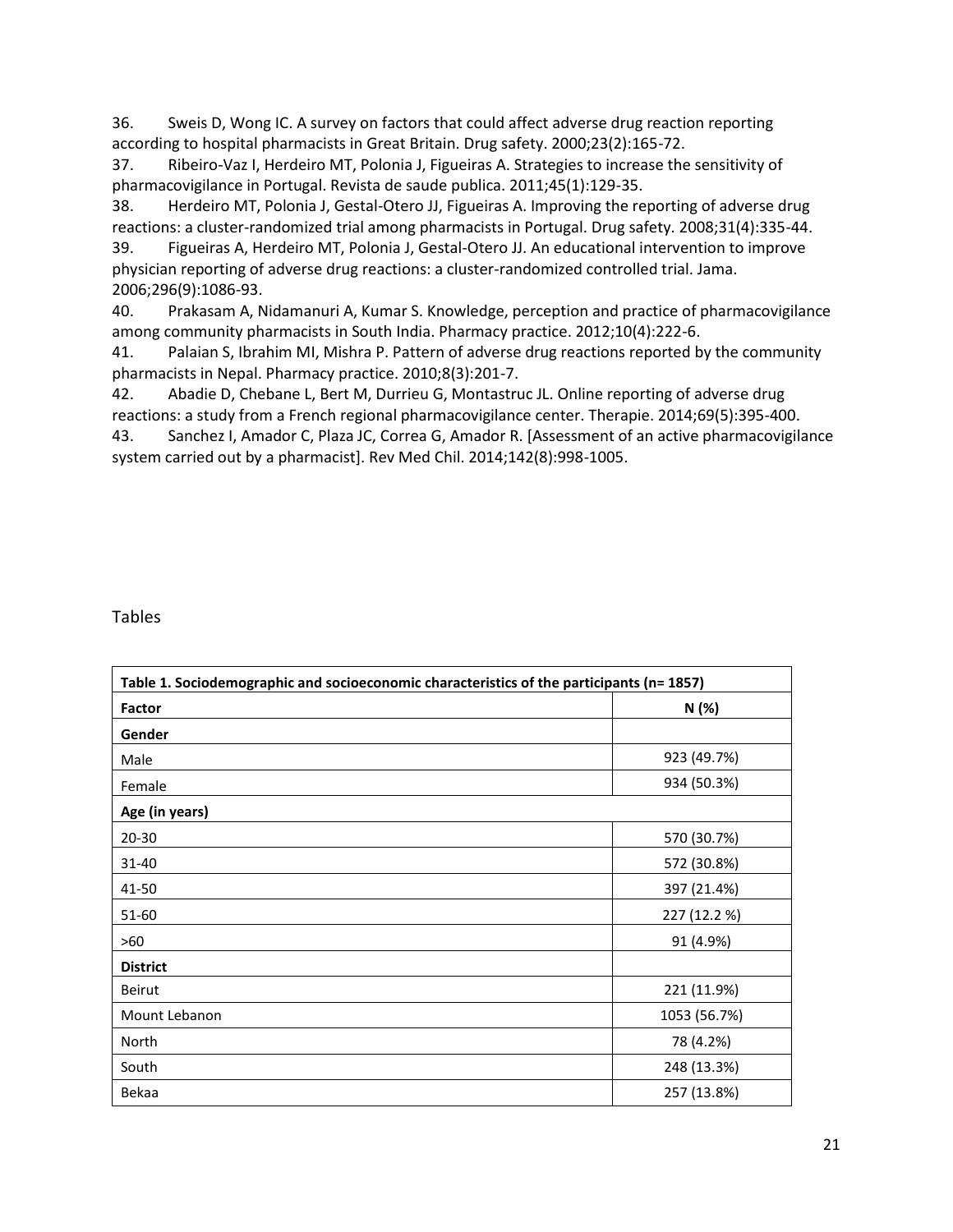36. Sweis D, Wong IC. A survey on factors that could affect adverse drug reaction reporting according to hospital pharmacists in Great Britain. Drug safety. 2000;23(2):165-72.
37. Ribeiro-Vaz I, Herdeiro MT, Polonia J, Figueiras A. Strategies to increase the sensitivity of pharmacovigilance in Portugal. Revista de saude publica. 2011;45(1):129-35.
38. Herdeiro MT, Polonia J, Gestal-Otero JJ, Figueiras A. Improving the reporting of adverse drug reactions: a cluster-randomized trial among pharmacists in Portugal. Drug safety. 2008;31(4):335-44.
39. Figueiras A, Herdeiro MT, Polonia J, Gestal-Otero JJ. An educational intervention to improve physician reporting of adverse drug reactions: a cluster-randomized controlled trial. Jama. 2006;296(9):1086-93.
40. Prakasam A, Nidamanuri A, Kumar S. Knowledge, perception and practice of pharmacovigilance among community pharmacists in South India. Pharmacy practice. 2012;10(4):222-6.
41. Palaian S, Ibrahim MI, Mishra P. Pattern of adverse drug reactions reported by the community pharmacists in Nepal. Pharmacy practice. 2010;8(3):201-7.
42. Abadie D, Chebane L, Bert M, Durrieu G, Montastruc JL. Online reporting of adverse drug reactions: a study from a French regional pharmacovigilance center. Therapie. 2014;69(5):395-400.
43. Sanchez I, Amador C, Plaza JC, Correa G, Amador R. [Assessment of an active pharmacovigilance system carried out by a pharmacist]. Rev Med Chil. 2014;142(8):998-1005.

## Tables

**Table 1. Sociodemographic and socioeconomic characteristics of the participants (n= 1857)**

| Factor | N (%) |
|---|---|
| **Gender** | |
| Male | 923 (49.7%) |
| Female | 934 (50.3%) |
| **Age (in years)** | |
| 20-30 | 570 (30.7%) |
| 31-40 | 572 (30.8%) |
| 41-50 | 397 (21.4%) |
| 51-60 | 227 (12.2 %) |
| >60 | 91 (4.9%) |
| **District** | |
| Beirut | 221 (11.9%) |
| Mount Lebanon | 1053 (56.7%) |
| North | 78 (4.2%) |
| South | 248 (13.3%) |
| Bekaa | 257 (13.8%) |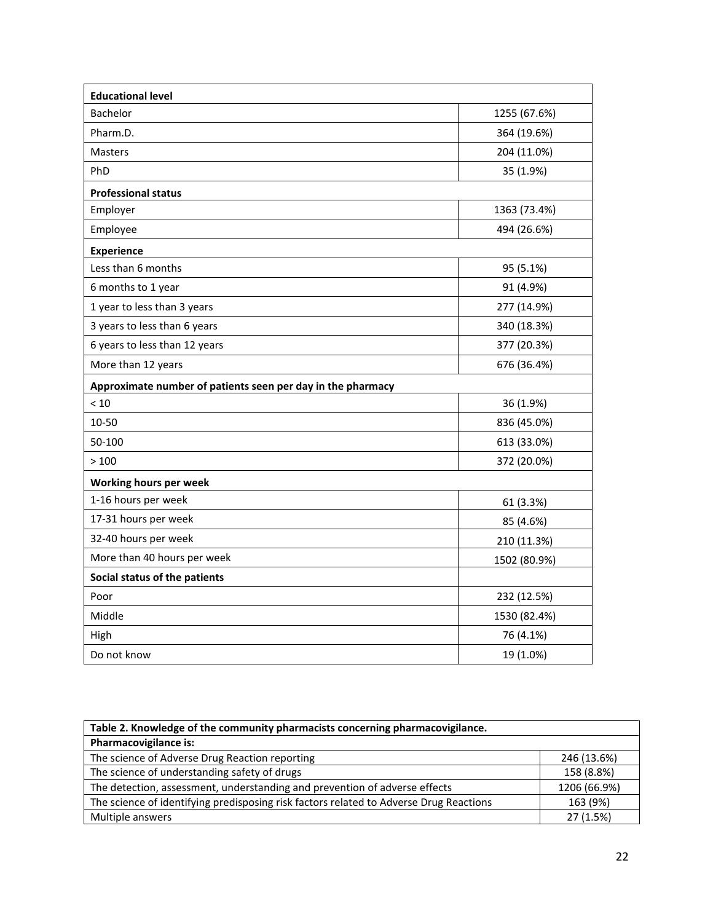| | |
|---|---|
| **Educational level** | |
| Bachelor | 1255 (67.6%) |
| Pharm.D. | 364 (19.6%) |
| Masters | 204 (11.0%) |
| PhD | 35 (1.9%) |
| **Professional status** | |
| Employer | 1363 (73.4%) |
| Employee | 494 (26.6%) |
| **Experience** | |
| Less than 6 months | 95 (5.1%) |
| 6 months to 1 year | 91 (4.9%) |
| 1 year to less than 3 years | 277 (14.9%) |
| 3 years to less than 6 years | 340 (18.3%) |
| 6 years to less than 12 years | 377 (20.3%) |
| More than 12 years | 676 (36.4%) |
| **Approximate number of patients seen per day in the pharmacy** | |
| < 10 | 36 (1.9%) |
| 10-50 | 836 (45.0%) |
| 50-100 | 613 (33.0%) |
| > 100 | 372 (20.0%) |
| **Working hours per week** | |
| 1-16 hours per week | 61 (3.3%) |
| 17-31 hours per week | 85 (4.6%) |
| 32-40 hours per week | 210 (11.3%) |
| More than 40 hours per week | 1502 (80.9%) |
| **Social status of the patients** | |
| Poor | 232 (12.5%) |
| Middle | 1530 (82.4%) |
| High | 76 (4.1%) |
| Do not know | 19 (1.0%) |

| **Table 2. Knowledge of the community pharmacists concerning pharmacovigilance.** | |
|---|---|
| **Pharmacovigilance is:** | |
| The science of Adverse Drug Reaction reporting | 246 (13.6%) |
| The science of understanding safety of drugs | 158 (8.8%) |
| The detection, assessment, understanding and prevention of adverse effects | 1206 (66.9%) |
| The science of identifying predisposing risk factors related to Adverse Drug Reactions | 163 (9%) |
| Multiple answers | 27 (1.5%) |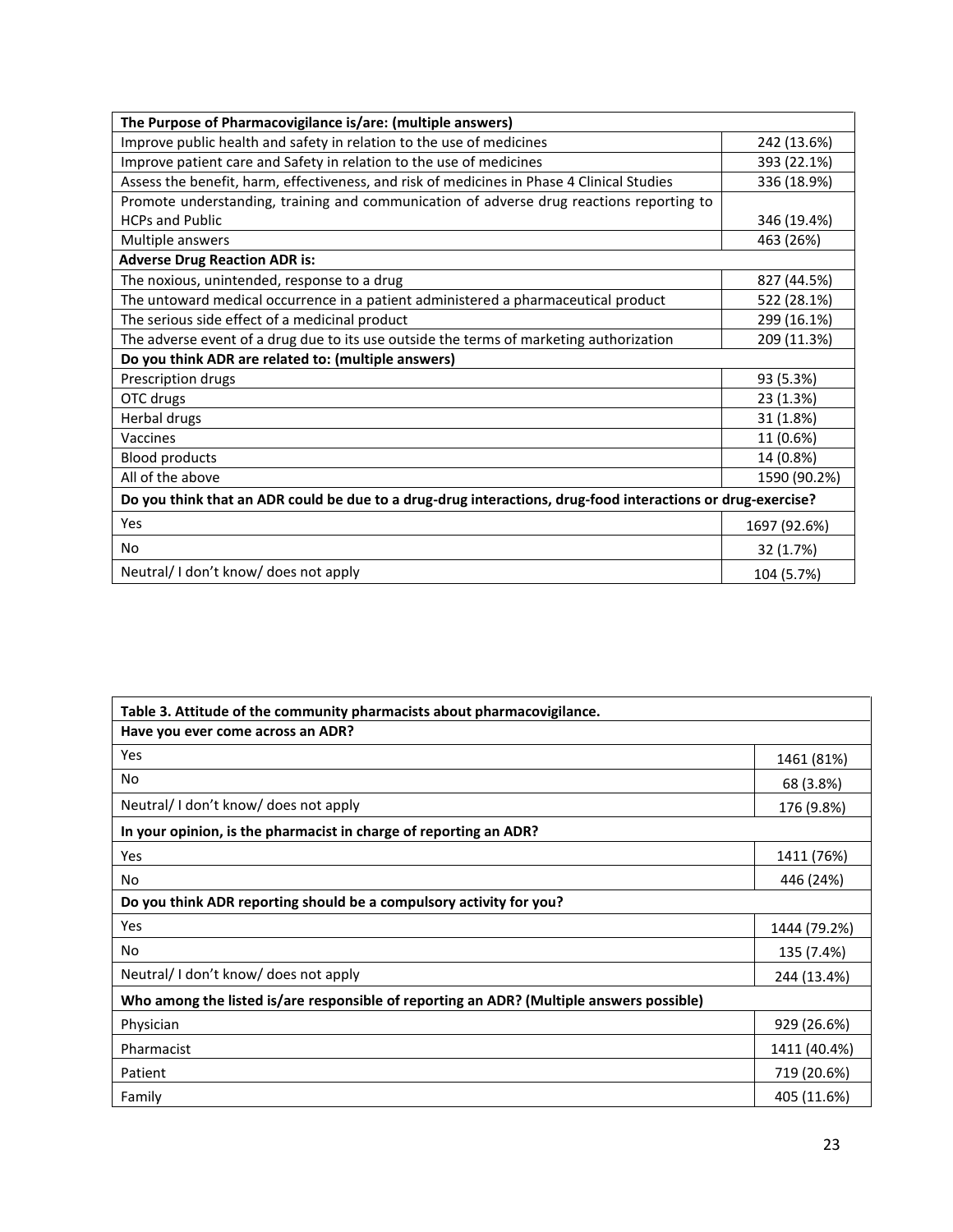| The Purpose of Pharmacovigilance is/are: (multiple answers) | |
|---|---|
| Improve public health and safety in relation to the use of medicines | 242 (13.6%) |
| Improve patient care and Safety in relation to the use of medicines | 393 (22.1%) |
| Assess the benefit, harm, effectiveness, and risk of medicines in Phase 4 Clinical Studies | 336 (18.9%) |
| Promote understanding, training and communication of adverse drug reactions reporting to HCPs and Public | 346 (19.4%) |
| Multiple answers | 463 (26%) |
| **Adverse Drug Reaction ADR is:** | |
| The noxious, unintended, response to a drug | 827 (44.5%) |
| The untoward medical occurrence in a patient administered a pharmaceutical product | 522 (28.1%) |
| The serious side effect of a medicinal product | 299 (16.1%) |
| The adverse event of a drug due to its use outside the terms of marketing authorization | 209 (11.3%) |
| **Do you think ADR are related to: (multiple answers)** | |
| Prescription drugs | 93 (5.3%) |
| OTC drugs | 23 (1.3%) |
| Herbal drugs | 31 (1.8%) |
| Vaccines | 11 (0.6%) |
| Blood products | 14 (0.8%) |
| All of the above | 1590 (90.2%) |
| **Do you think that an ADR could be due to a drug-drug interactions, drug-food interactions or drug-exercise?** | |
| Yes | 1697 (92.6%) |
| No | 32 (1.7%) |
| Neutral/ I don't know/ does not apply | 104 (5.7%) |

| Table 3. Attitude of the community pharmacists about pharmacovigilance. | |
|---|---|
| **Have you ever come across an ADR?** | |
| Yes | 1461 (81%) |
| No | 68 (3.8%) |
| Neutral/ I don't know/ does not apply | 176 (9.8%) |
| **In your opinion, is the pharmacist in charge of reporting an ADR?** | |
| Yes | 1411 (76%) |
| No | 446 (24%) |
| **Do you think ADR reporting should be a compulsory activity for you?** | |
| Yes | 1444 (79.2%) |
| No | 135 (7.4%) |
| Neutral/ I don't know/ does not apply | 244 (13.4%) |
| **Who among the listed is/are responsible of reporting an ADR? (Multiple answers possible)** | |
| Physician | 929 (26.6%) |
| Pharmacist | 1411 (40.4%) |
| Patient | 719 (20.6%) |
| Family | 405 (11.6%) |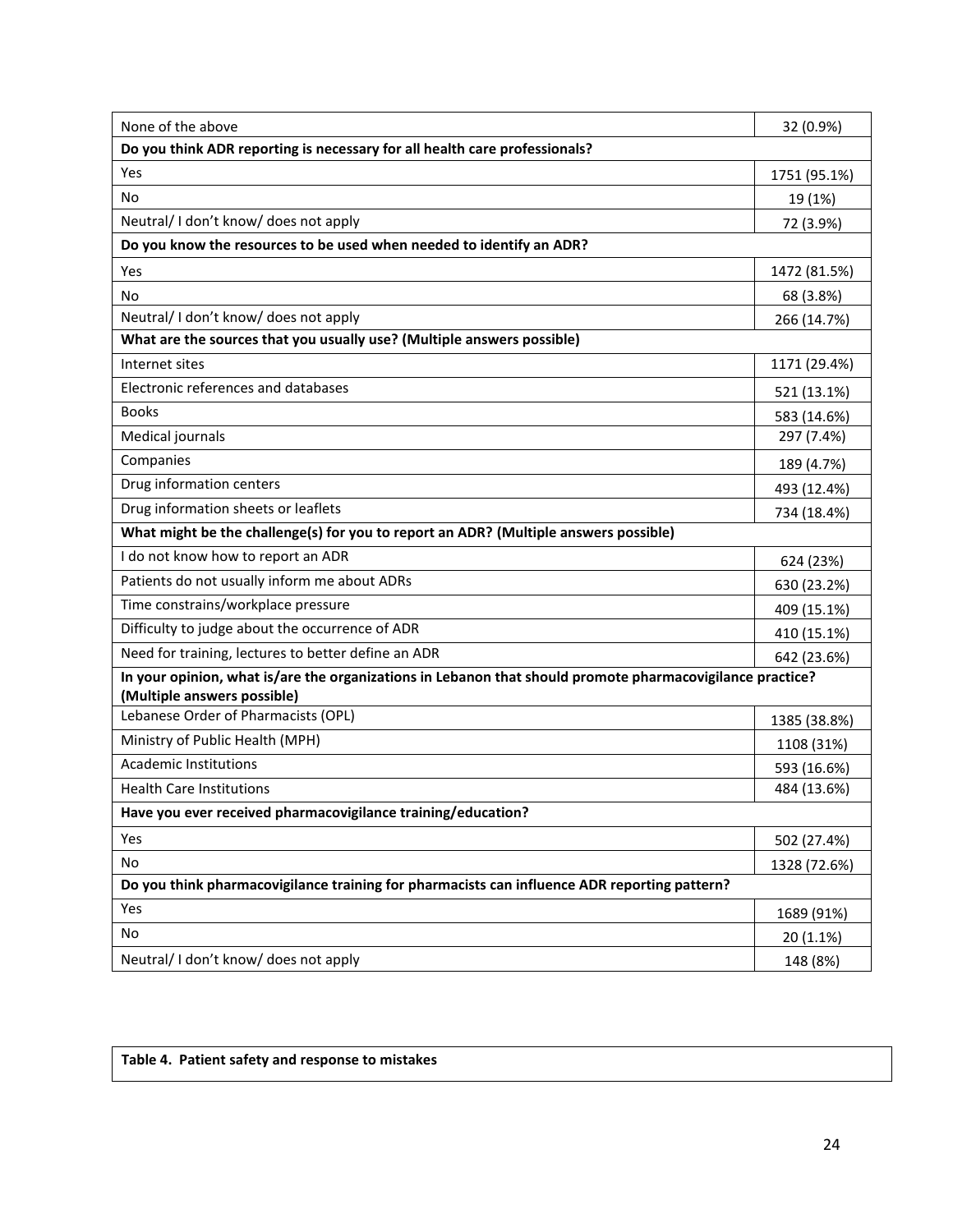| | |
|---|---|
| None of the above | 32 (0.9%) |
| **Do you think ADR reporting is necessary for all health care professionals?** | |
| Yes | 1751 (95.1%) |
| No | 19 (1%) |
| Neutral/ I don't know/ does not apply | 72 (3.9%) |
| **Do you know the resources to be used when needed to identify an ADR?** | |
| Yes | 1472 (81.5%) |
| No | 68 (3.8%) |
| Neutral/ I don't know/ does not apply | 266 (14.7%) |
| **What are the sources that you usually use? (Multiple answers possible)** | |
| Internet sites | 1171 (29.4%) |
| Electronic references and databases | 521 (13.1%) |
| Books | 583 (14.6%) |
| Medical journals | 297 (7.4%) |
| Companies | 189 (4.7%) |
| Drug information centers | 493 (12.4%) |
| Drug information sheets or leaflets | 734 (18.4%) |
| **What might be the challenge(s) for you to report an ADR? (Multiple answers possible)** | |
| I do not know how to report an ADR | 624 (23%) |
| Patients do not usually inform me about ADRs | 630 (23.2%) |
| Time constrains/workplace pressure | 409 (15.1%) |
| Difficulty to judge about the occurrence of ADR | 410 (15.1%) |
| Need for training, lectures to better define an ADR | 642 (23.6%) |
| **In your opinion, what is/are the organizations in Lebanon that should promote pharmacovigilance practice? (Multiple answers possible)** | |
| Lebanese Order of Pharmacists (OPL) | 1385 (38.8%) |
| Ministry of Public Health (MPH) | 1108 (31%) |
| Academic Institutions | 593 (16.6%) |
| Health Care Institutions | 484 (13.6%) |
| **Have you ever received pharmacovigilance training/education?** | |
| Yes | 502 (27.4%) |
| No | 1328 (72.6%) |
| **Do you think pharmacovigilance training for pharmacists can influence ADR reporting pattern?** | |
| Yes | 1689 (91%) |
| No | 20 (1.1%) |
| Neutral/ I don't know/ does not apply | 148 (8%) |

**Table 4. Patient safety and response to mistakes**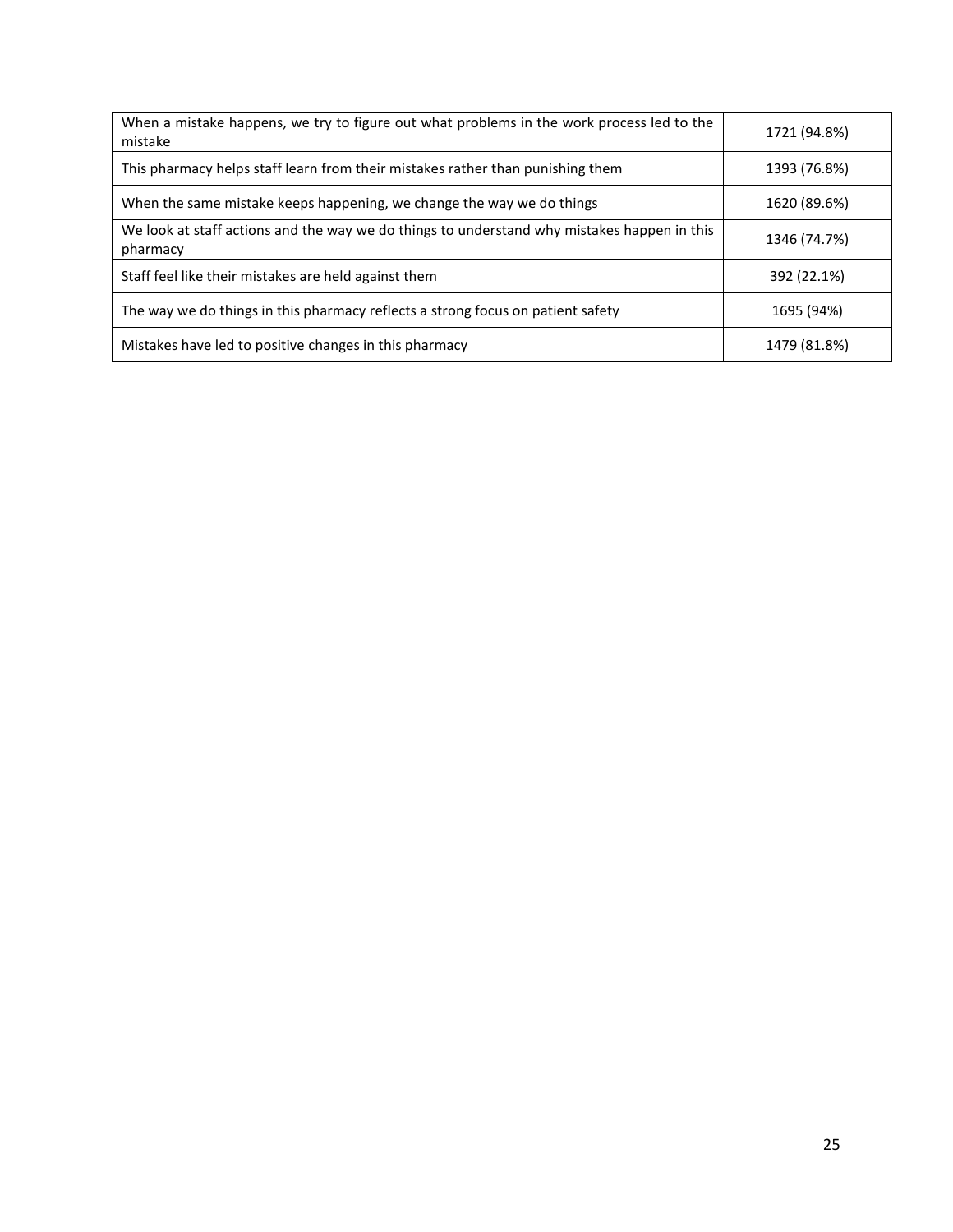| | |
|---|---|
| When a mistake happens, we try to figure out what problems in the work process led to the mistake | 1721 (94.8%) |
| This pharmacy helps staff learn from their mistakes rather than punishing them | 1393 (76.8%) |
| When the same mistake keeps happening, we change the way we do things | 1620 (89.6%) |
| We look at staff actions and the way we do things to understand why mistakes happen in this pharmacy | 1346 (74.7%) |
| Staff feel like their mistakes are held against them | 392 (22.1%) |
| The way we do things in this pharmacy reflects a strong focus on patient safety | 1695 (94%) |
| Mistakes have led to positive changes in this pharmacy | 1479 (81.8%) |